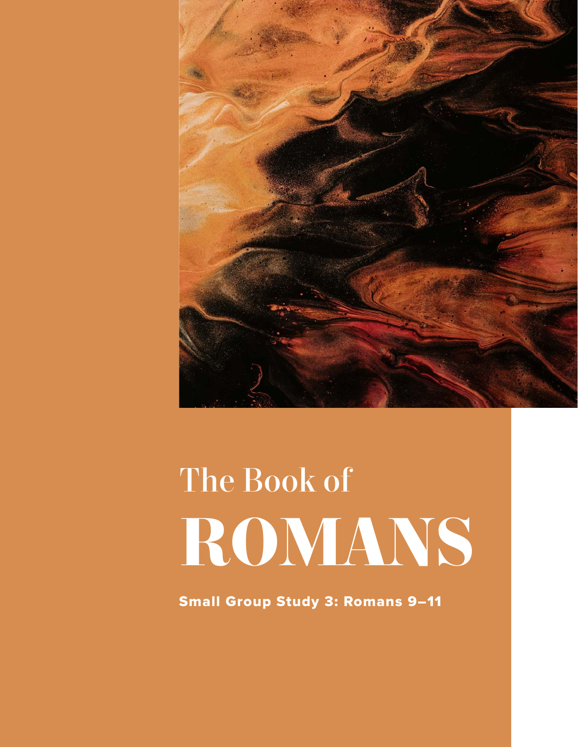# The Book of ROMANS

**Small Group Study 3: Romans 9–11**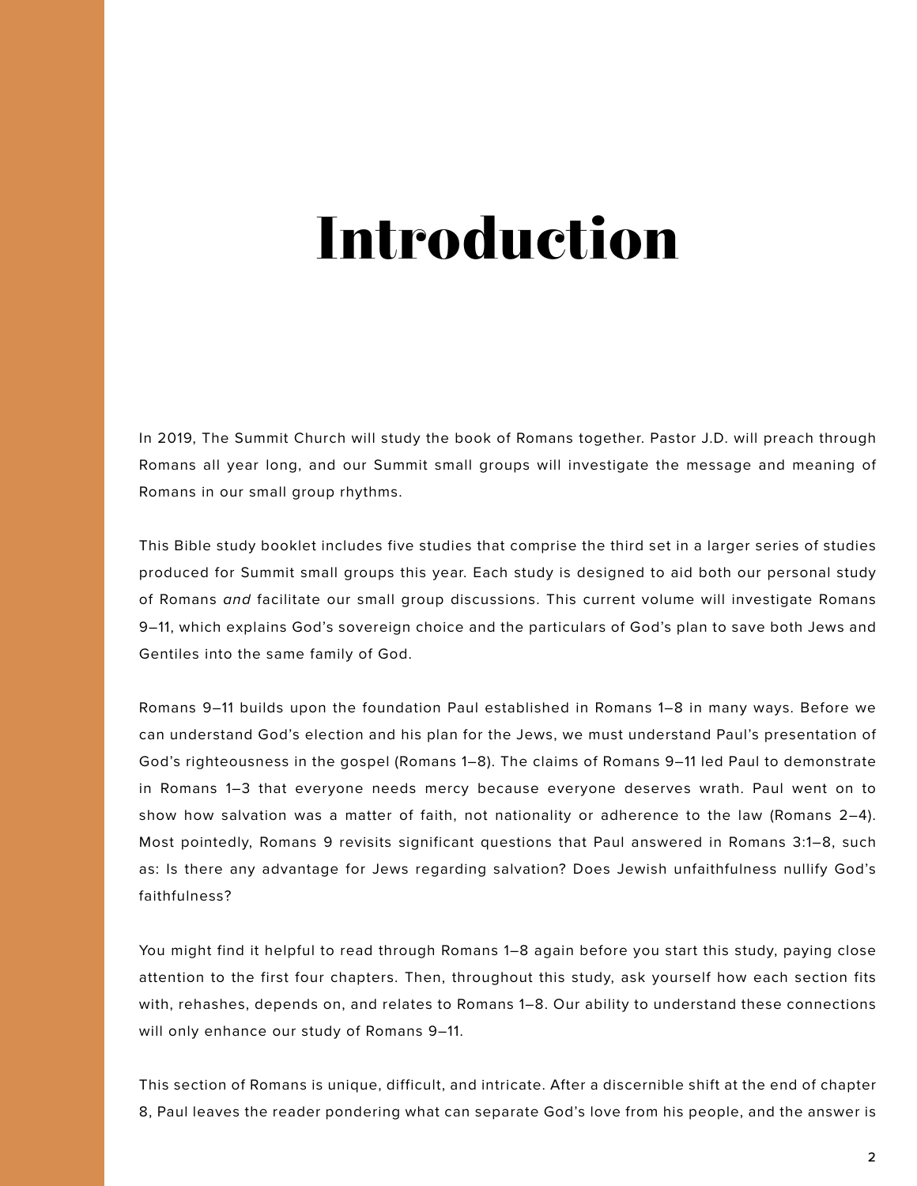# Introduction

In 2019, The Summit Church will study the book of Romans together. Pastor J.D. will preach through Romans all year long, and our Summit small groups will investigate the message and meaning of Romans in our small group rhythms.

This Bible study booklet includes five studies that comprise the third set in a larger series of studies produced for Summit small groups this year. Each study is designed to aid both our personal study of Romans *and* facilitate our small group discussions. This current volume will investigate Romans 9–11, which explains God's sovereign choice and the particulars of God's plan to save both Jews and Gentiles into the same family of God.

Romans 9–11 builds upon the foundation Paul established in Romans 1–8 in many ways. Before we can understand God's election and his plan for the Jews, we must understand Paul's presentation of God's righteousness in the gospel (Romans 1–8). The claims of Romans 9–11 led Paul to demonstrate in Romans 1–3 that everyone needs mercy because everyone deserves wrath. Paul went on to show how salvation was a matter of faith, not nationality or adherence to the law (Romans 2–4). Most pointedly, Romans 9 revisits significant questions that Paul answered in Romans 3:1–8, such as: Is there any advantage for Jews regarding salvation? Does Jewish unfaithfulness nullify God's faithfulness?

You might find it helpful to read through Romans 1–8 again before you start this study, paying close attention to the first four chapters. Then, throughout this study, ask yourself how each section fits with, rehashes, depends on, and relates to Romans 1–8. Our ability to understand these connections will only enhance our study of Romans 9–11.

This section of Romans is unique, difficult, and intricate. After a discernible shift at the end of chapter 8, Paul leaves the reader pondering what can separate God's love from his people, and the answer is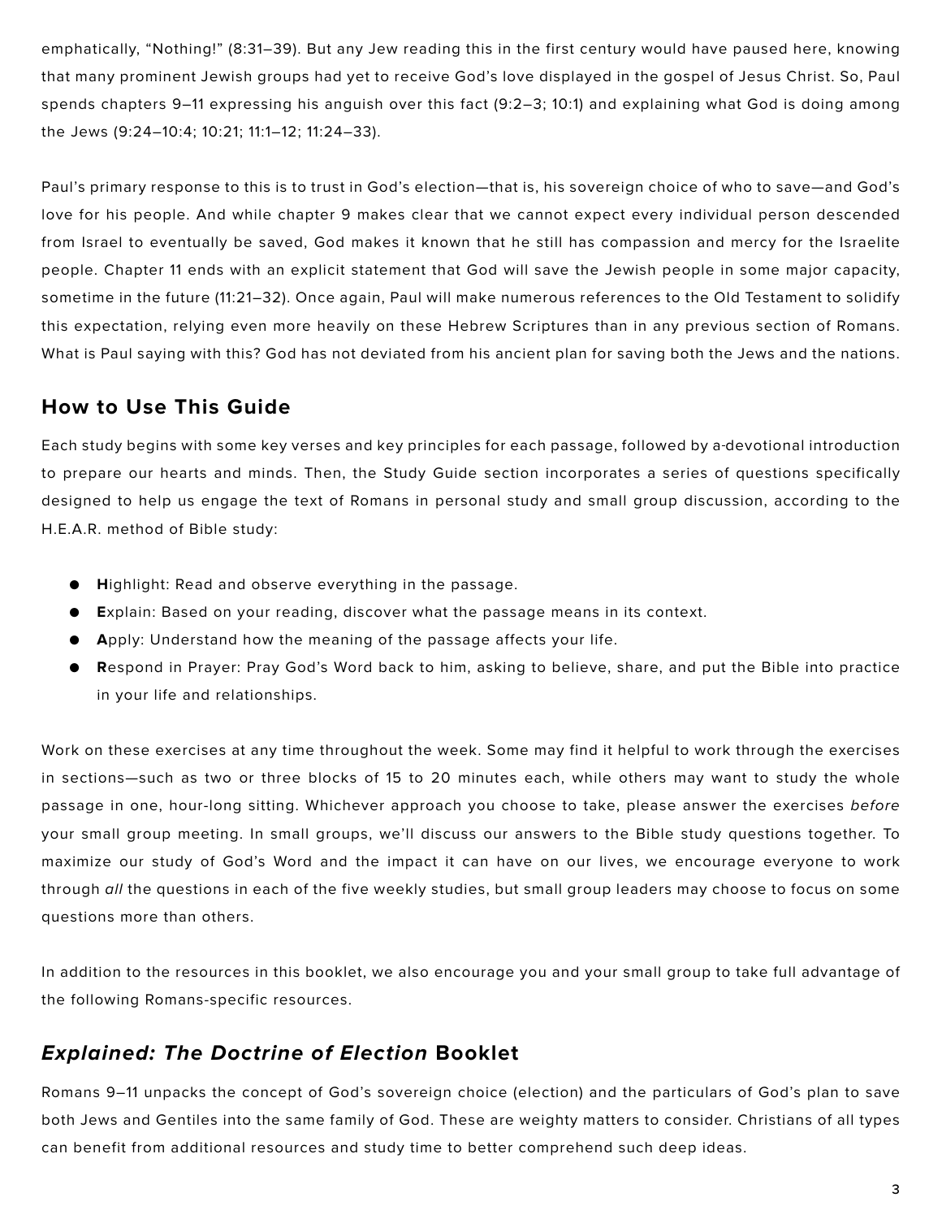emphatically, "Nothing!" (8:31–39). But any Jew reading this in the first century would have paused here, knowing that many prominent Jewish groups had yet to receive God's love displayed in the gospel of Jesus Christ. So, Paul spends chapters 9–11 expressing his anguish over this fact (9:2–3; 10:1) and explaining what God is doing among the Jews (9:24–10:4; 10:21; 11:1–12; 11:24–33).

Paul's primary response to this is to trust in God's election—that is, his sovereign choice of who to save—and God's love for his people. And while chapter 9 makes clear that we cannot expect every individual person descended from Israel to eventually be saved, God makes it known that he still has compassion and mercy for the Israelite people. Chapter 11 ends with an explicit statement that God will save the Jewish people in some major capacity, sometime in the future (11:21–32). Once again, Paul will make numerous references to the Old Testament to solidify this expectation, relying even more heavily on these Hebrew Scriptures than in any previous section of Romans. What is Paul saying with this? God has not deviated from his ancient plan for saving both the Jews and the nations.

## How to Use This Guide

Each study begins with some key verses and key principles for each passage, followed by a-devotional introduction to prepare our hearts and minds. Then, the Study Guide section incorporates a series of questions specifically designed to help us engage the text of Romans in personal study and small group discussion, according to the H.E.A.R. method of Bible study:

- **H**ighlight: Read and observe everything in the passage.
- **E**xplain: Based on your reading, discover what the passage means in its context.
- **A**pply: Understand how the meaning of the passage affects your life.
- **R**espond in Prayer: Pray God's Word back to him, asking to believe, share, and put the Bible into practice in your life and relationships.

Work on these exercises at any time throughout the week. Some may find it helpful to work through the exercises in sections—such as two or three blocks of 15 to 20 minutes each, while others may want to study the whole passage in one, hour-long sitting. Whichever approach you choose to take, please answer the exercises *before* your small group meeting. In small groups, we'll discuss our answers to the Bible study questions together. To maximize our study of God's Word and the impact it can have on our lives, we encourage everyone to work through *all* the questions in each of the five weekly studies, but small group leaders may choose to focus on some questions more than others.

In addition to the resources in this booklet, we also encourage you and your small group to take full advantage of the following Romans-specific resources.

## *Explained: The Doctrine of Election* Booklet

Romans 9–11 unpacks the concept of God's sovereign choice (election) and the particulars of God's plan to save both Jews and Gentiles into the same family of God. These are weighty matters to consider. Christians of all types can benefit from additional resources and study time to better comprehend such deep ideas.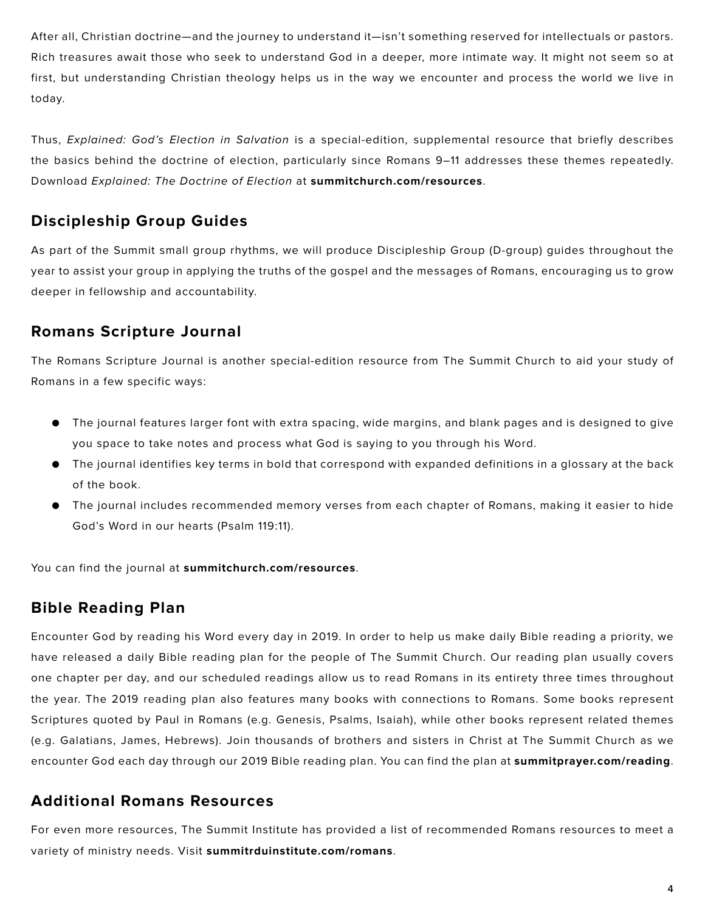After all, Christian doctrine—and the journey to understand it—isn't something reserved for intellectuals or pastors. Rich treasures await those who seek to understand God in a deeper, more intimate way. It might not seem so at first, but understanding Christian theology helps us in the way we encounter and process the world we live in today.

Thus, *Explained: God's Election in Salvation* is a special-edition, supplemental resource that briefly describes the basics behind the doctrine of election, particularly since Romans 9–11 addresses these themes repeatedly. Download *Explained: The Doctrine of Election* at **summitchurch.com/resources**.

## Discipleship Group Guides

As part of the Summit small group rhythms, we will produce Discipleship Group (D-group) guides throughout the year to assist your group in applying the truths of the gospel and the messages of Romans, encouraging us to grow deeper in fellowship and accountability.

## Romans Scripture Journal

The Romans Scripture Journal is another special-edition resource from The Summit Church to aid your study of Romans in a few specific ways:

- The journal features larger font with extra spacing, wide margins, and blank pages and is designed to give you space to take notes and process what God is saying to you through his Word.
- The journal identifies key terms in bold that correspond with expanded definitions in a glossary at the back of the book.
- The journal includes recommended memory verses from each chapter of Romans, making it easier to hide God's Word in our hearts (Psalm 119:11).

You can find the journal at **summitchurch.com/resources**.

## Bible Reading Plan

Encounter God by reading his Word every day in 2019. In order to help us make daily Bible reading a priority, we have released a daily Bible reading plan for the people of The Summit Church. Our reading plan usually covers one chapter per day, and our scheduled readings allow us to read Romans in its entirety three times throughout the year. The 2019 reading plan also features many books with connections to Romans. Some books represent Scriptures quoted by Paul in Romans (e.g. Genesis, Psalms, Isaiah), while other books represent related themes (e.g. Galatians, James, Hebrews). Join thousands of brothers and sisters in Christ at The Summit Church as we encounter God each day through our 2019 Bible reading plan. You can find the plan at **summitprayer.com/reading**.

## Additional Romans Resources

For even more resources, The Summit Institute has provided a list of recommended Romans resources to meet a variety of ministry needs. Visit **summitrduinstitute.com/romans**.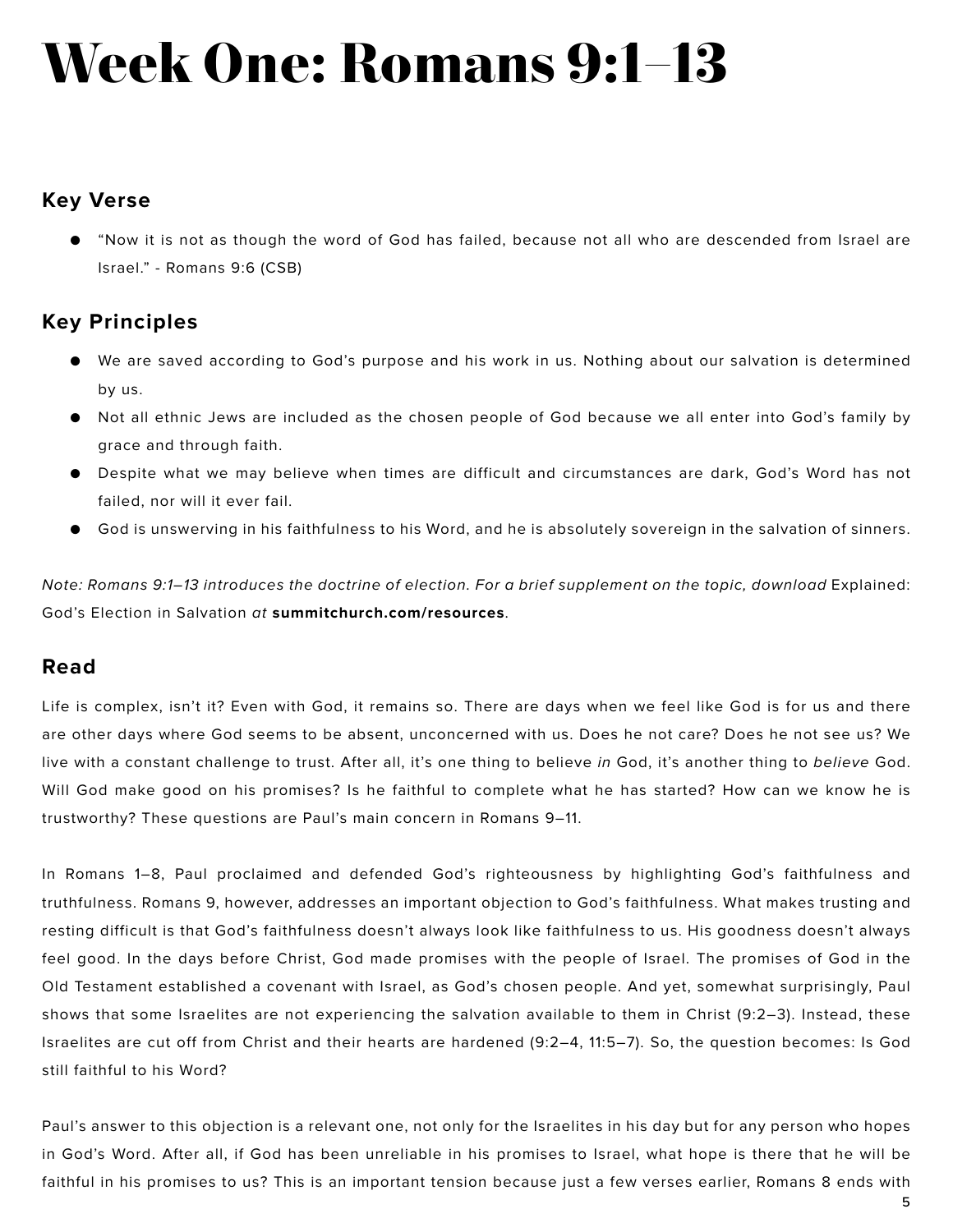# Week One: Romans 9:1–13

## Key Verse

- “Now it is not as though the word of God has failed, because not all who are descended from Israel are Israel.” - Romans 9:6 (CSB)

## Key Principles

- We are saved according to God’s purpose and his work in us. Nothing about our salvation is determined by us.
- Not all ethnic Jews are included as the chosen people of God because we all enter into God’s family by grace and through faith.
- Despite what we may believe when times are difficult and circumstances are dark, God’s Word has not failed, nor will it ever fail.
- God is unswerving in his faithfulness to his Word, and he is absolutely sovereign in the salvation of sinners.

*Note: Romans 9:1–13 introduces the doctrine of election. For a brief supplement on the topic, download* Explained: God’s Election in Salvation *at* **summitchurch.com/resources**.

## Read

Life is complex, isn’t it? Even with God, it remains so. There are days when we feel like God is for us and there are other days where God seems to be absent, unconcerned with us. Does he not care? Does he not see us? We live with a constant challenge to trust. After all, it’s one thing to believe *in* God, it’s another thing to *believe* God. Will God make good on his promises? Is he faithful to complete what he has started? How can we know he is trustworthy? These questions are Paul’s main concern in Romans 9–11.

In Romans 1–8, Paul proclaimed and defended God’s righteousness by highlighting God’s faithfulness and truthfulness. Romans 9, however, addresses an important objection to God’s faithfulness. What makes trusting and resting difficult is that God’s faithfulness doesn’t always look like faithfulness to us. His goodness doesn’t always feel good. In the days before Christ, God made promises with the people of Israel. The promises of God in the Old Testament established a covenant with Israel, as God’s chosen people. And yet, somewhat surprisingly, Paul shows that some Israelites are not experiencing the salvation available to them in Christ (9:2–3). Instead, these Israelites are cut off from Christ and their hearts are hardened (9:2–4, 11:5–7). So, the question becomes: Is God still faithful to his Word?

Paul’s answer to this objection is a relevant one, not only for the Israelites in his day but for any person who hopes in God’s Word. After all, if God has been unreliable in his promises to Israel, what hope is there that he will be faithful in his promises to us? This is an important tension because just a few verses earlier, Romans 8 ends with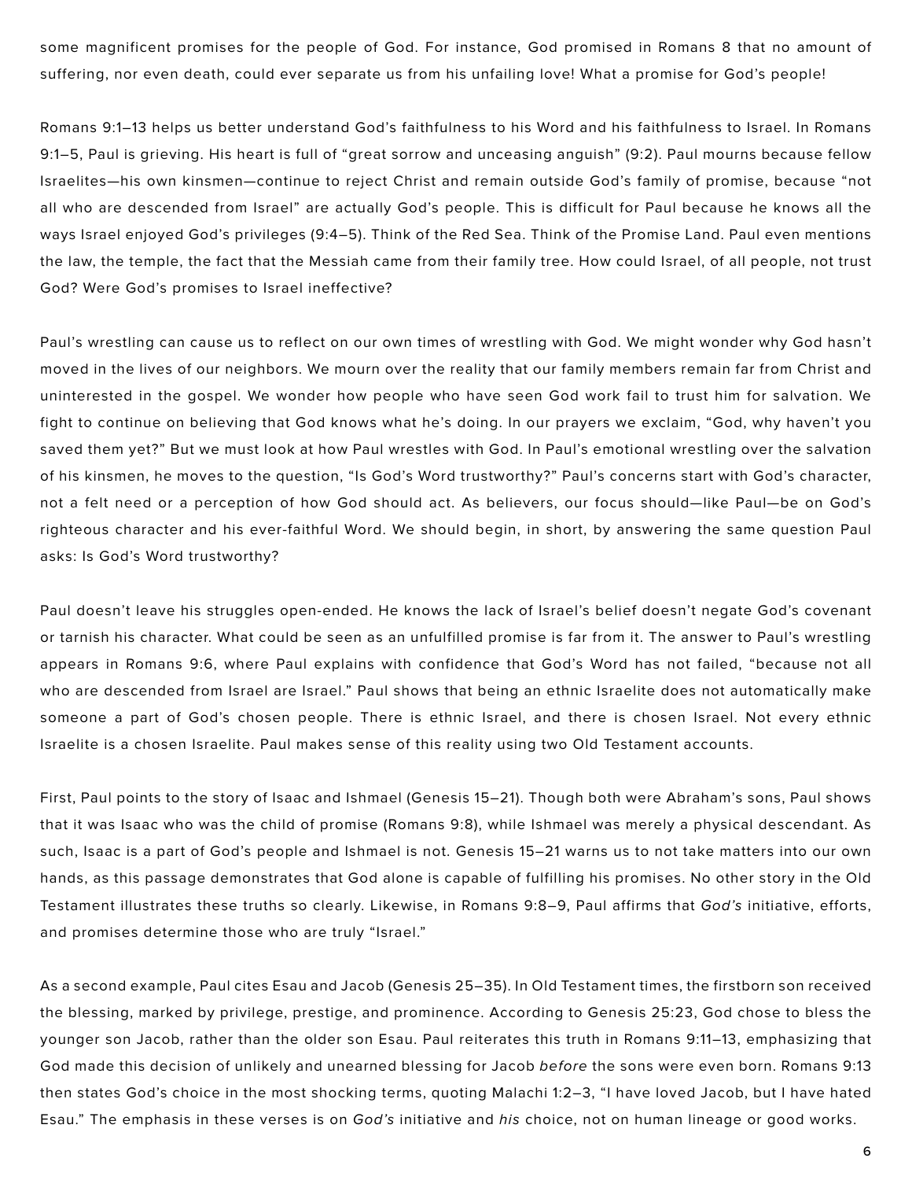some magnificent promises for the people of God. For instance, God promised in Romans 8 that no amount of suffering, nor even death, could ever separate us from his unfailing love! What a promise for God's people!

Romans 9:1–13 helps us better understand God's faithfulness to his Word and his faithfulness to Israel. In Romans 9:1–5, Paul is grieving. His heart is full of "great sorrow and unceasing anguish" (9:2). Paul mourns because fellow Israelites—his own kinsmen—continue to reject Christ and remain outside God's family of promise, because "not all who are descended from Israel" are actually God's people. This is difficult for Paul because he knows all the ways Israel enjoyed God's privileges (9:4–5). Think of the Red Sea. Think of the Promise Land. Paul even mentions the law, the temple, the fact that the Messiah came from their family tree. How could Israel, of all people, not trust God? Were God's promises to Israel ineffective?

Paul's wrestling can cause us to reflect on our own times of wrestling with God. We might wonder why God hasn't moved in the lives of our neighbors. We mourn over the reality that our family members remain far from Christ and uninterested in the gospel. We wonder how people who have seen God work fail to trust him for salvation. We fight to continue on believing that God knows what he's doing. In our prayers we exclaim, "God, why haven't you saved them yet?" But we must look at how Paul wrestles with God. In Paul's emotional wrestling over the salvation of his kinsmen, he moves to the question, "Is God's Word trustworthy?" Paul's concerns start with God's character, not a felt need or a perception of how God should act. As believers, our focus should—like Paul—be on God's righteous character and his ever-faithful Word. We should begin, in short, by answering the same question Paul asks: Is God's Word trustworthy?

Paul doesn't leave his struggles open-ended. He knows the lack of Israel's belief doesn't negate God's covenant or tarnish his character. What could be seen as an unfulfilled promise is far from it. The answer to Paul's wrestling appears in Romans 9:6, where Paul explains with confidence that God's Word has not failed, "because not all who are descended from Israel are Israel." Paul shows that being an ethnic Israelite does not automatically make someone a part of God's chosen people. There is ethnic Israel, and there is chosen Israel. Not every ethnic Israelite is a chosen Israelite. Paul makes sense of this reality using two Old Testament accounts.

First, Paul points to the story of Isaac and Ishmael (Genesis 15–21). Though both were Abraham's sons, Paul shows that it was Isaac who was the child of promise (Romans 9:8), while Ishmael was merely a physical descendant. As such, Isaac is a part of God's people and Ishmael is not. Genesis 15–21 warns us to not take matters into our own hands, as this passage demonstrates that God alone is capable of fulfilling his promises. No other story in the Old Testament illustrates these truths so clearly. Likewise, in Romans 9:8–9, Paul affirms that *God's* initiative, efforts, and promises determine those who are truly "Israel."

As a second example, Paul cites Esau and Jacob (Genesis 25–35). In Old Testament times, the firstborn son received the blessing, marked by privilege, prestige, and prominence. According to Genesis 25:23, God chose to bless the younger son Jacob, rather than the older son Esau. Paul reiterates this truth in Romans 9:11–13, emphasizing that God made this decision of unlikely and unearned blessing for Jacob *before* the sons were even born. Romans 9:13 then states God's choice in the most shocking terms, quoting Malachi 1:2–3, "I have loved Jacob, but I have hated Esau." The emphasis in these verses is on *God's* initiative and *his* choice, not on human lineage or good works.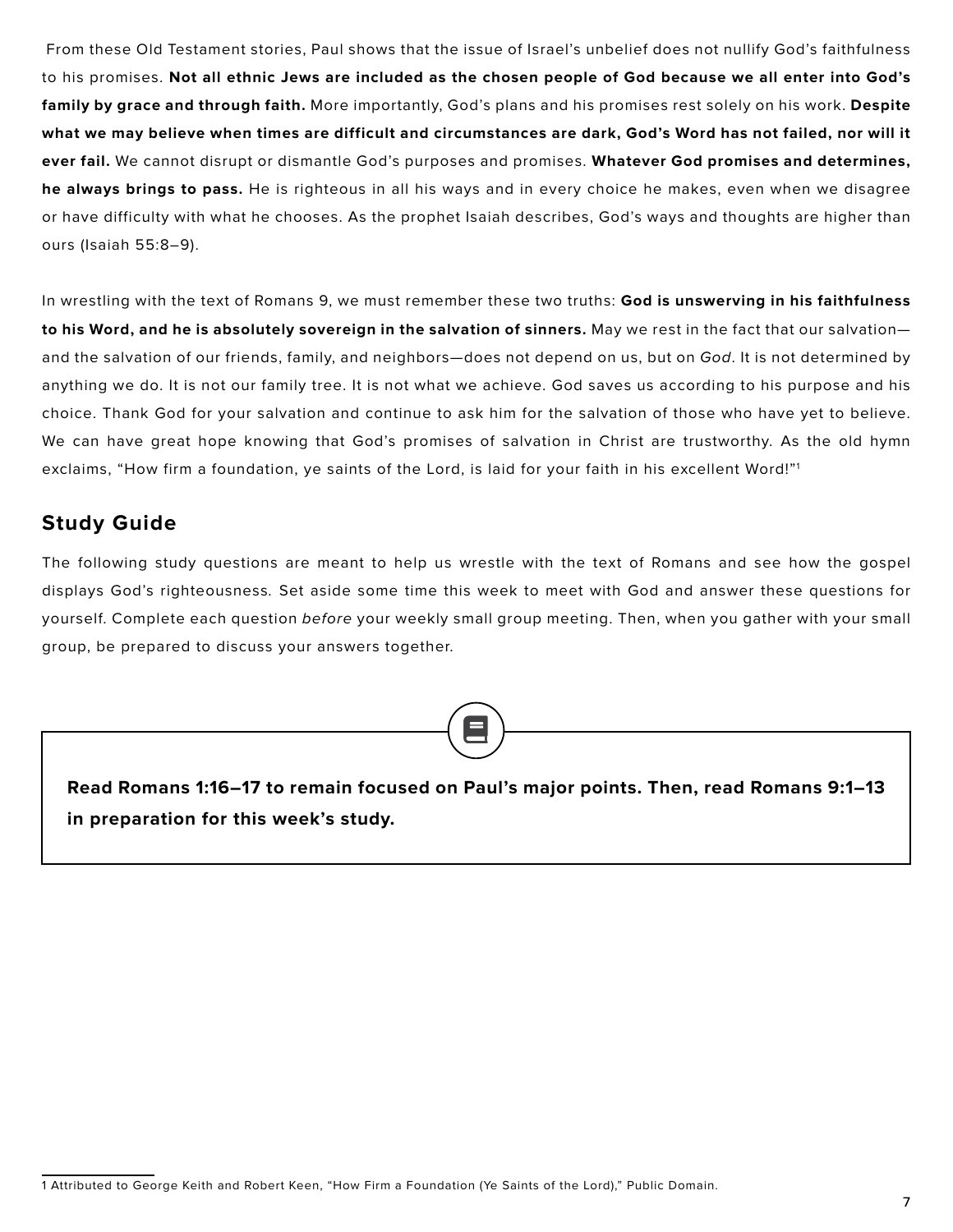From these Old Testament stories, Paul shows that the issue of Israel's unbelief does not nullify God's faithfulness to his promises. **Not all ethnic Jews are included as the chosen people of God because we all enter into God's family by grace and through faith.** More importantly, God's plans and his promises rest solely on his work. **Despite what we may believe when times are difficult and circumstances are dark, God's Word has not failed, nor will it ever fail.** We cannot disrupt or dismantle God's purposes and promises. **Whatever God promises and determines, he always brings to pass.** He is righteous in all his ways and in every choice he makes, even when we disagree or have difficulty with what he chooses. As the prophet Isaiah describes, God's ways and thoughts are higher than ours (Isaiah 55:8–9).

In wrestling with the text of Romans 9, we must remember these two truths: **God is unswerving in his faithfulness to his Word, and he is absolutely sovereign in the salvation of sinners.** May we rest in the fact that our salvation—and the salvation of our friends, family, and neighbors—does not depend on us, but on *God*. It is not determined by anything we do. It is not our family tree. It is not what we achieve. God saves us according to his purpose and his choice. Thank God for your salvation and continue to ask him for the salvation of those who have yet to believe. We can have great hope knowing that God's promises of salvation in Christ are trustworthy. As the old hymn exclaims, "How firm a foundation, ye saints of the Lord, is laid for your faith in his excellent Word!"[1]

## Study Guide

The following study questions are meant to help us wrestle with the text of Romans and see how the gospel displays God's righteousness. Set aside some time this week to meet with God and answer these questions for yourself. Complete each question *before* your weekly small group meeting. Then, when you gather with your small group, be prepared to discuss your answers together.

**Read Romans 1:16–17 to remain focused on Paul's major points. Then, read Romans 9:1–13 in preparation for this week's study.**

1 Attributed to George Keith and Robert Keen, "How Firm a Foundation (Ye Saints of the Lord)," Public Domain.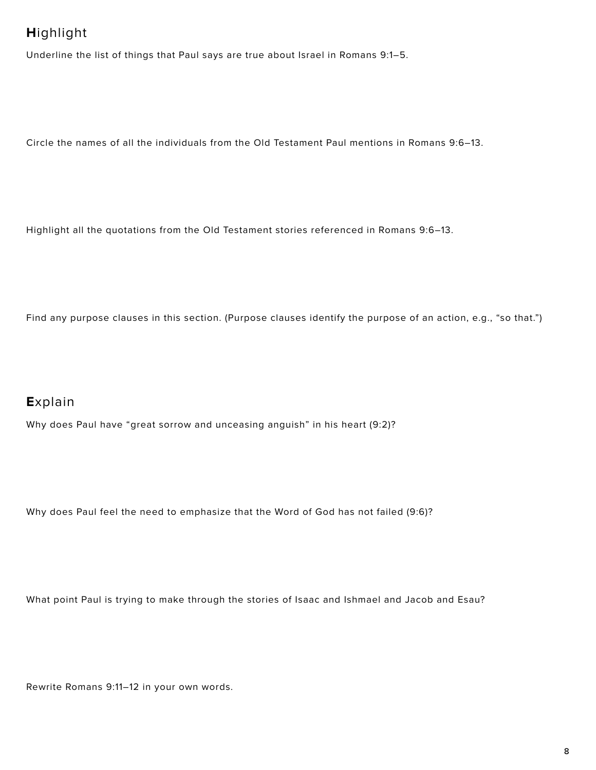## **H**ighlight

Underline the list of things that Paul says are true about Israel in Romans 9:1–5.

Circle the names of all the individuals from the Old Testament Paul mentions in Romans 9:6–13.

Highlight all the quotations from the Old Testament stories referenced in Romans 9:6–13.

Find any purpose clauses in this section. (Purpose clauses identify the purpose of an action, e.g., "so that.")

## **E**xplain

Why does Paul have "great sorrow and unceasing anguish" in his heart (9:2)?

Why does Paul feel the need to emphasize that the Word of God has not failed (9:6)?

What point Paul is trying to make through the stories of Isaac and Ishmael and Jacob and Esau?

Rewrite Romans 9:11–12 in your own words.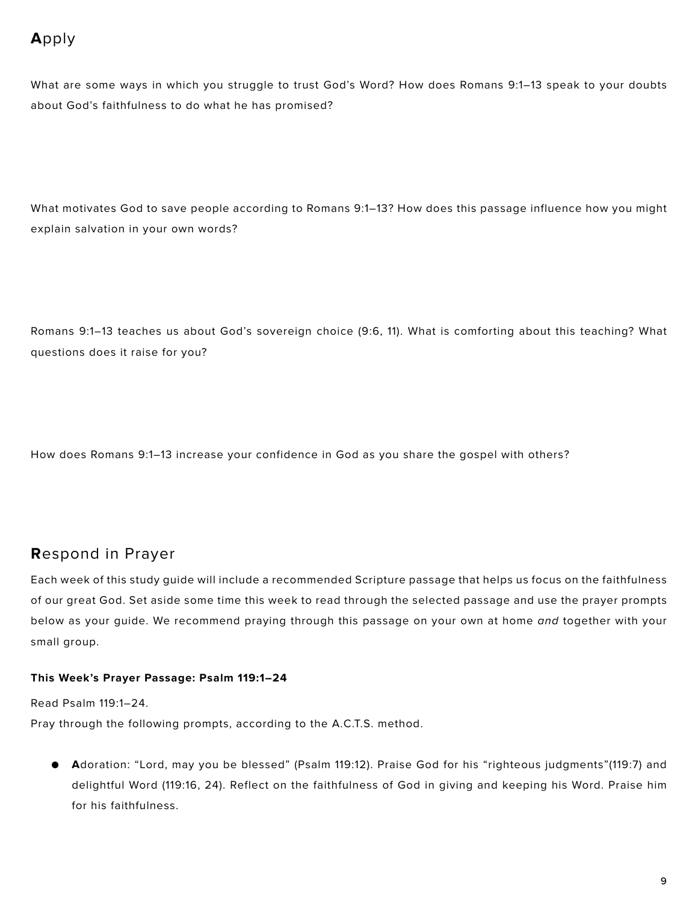## **A**pply

What are some ways in which you struggle to trust God's Word? How does Romans 9:1–13 speak to your doubts about God's faithfulness to do what he has promised?

What motivates God to save people according to Romans 9:1–13? How does this passage influence how you might explain salvation in your own words?

Romans 9:1–13 teaches us about God's sovereign choice (9:6, 11). What is comforting about this teaching? What questions does it raise for you?

How does Romans 9:1–13 increase your confidence in God as you share the gospel with others?

## **R**espond in Prayer

Each week of this study guide will include a recommended Scripture passage that helps us focus on the faithfulness of our great God. Set aside some time this week to read through the selected passage and use the prayer prompts below as your guide. We recommend praying through this passage on your own at home *and* together with your small group.

**This Week's Prayer Passage: Psalm 119:1–24**

Read Psalm 119:1–24.
Pray through the following prompts, according to the A.C.T.S. method.

- **A**doration: "Lord, may you be blessed" (Psalm 119:12). Praise God for his "righteous judgments"(119:7) and delightful Word (119:16, 24). Reflect on the faithfulness of God in giving and keeping his Word. Praise him for his faithfulness.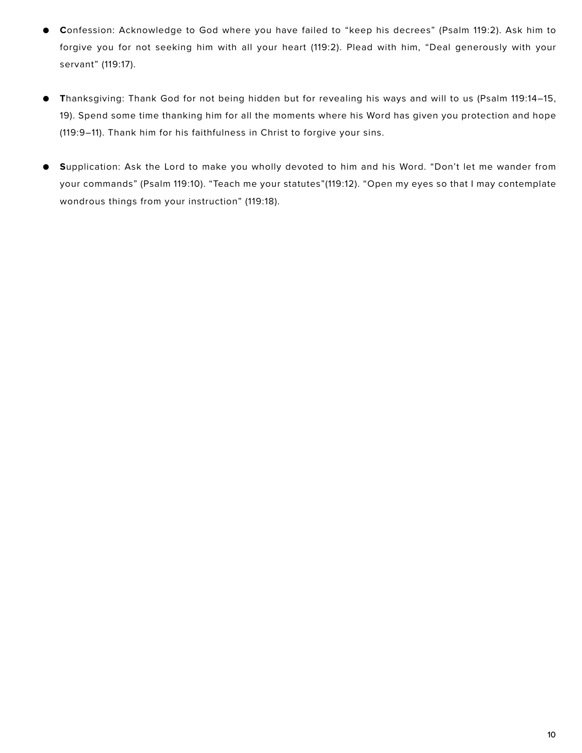- **C**onfession: Acknowledge to God where you have failed to "keep his decrees" (Psalm 119:2). Ask him to forgive you for not seeking him with all your heart (119:2). Plead with him, "Deal generously with your servant" (119:17).

- **T**hanksgiving: Thank God for not being hidden but for revealing his ways and will to us (Psalm 119:14–15, 19). Spend some time thanking him for all the moments where his Word has given you protection and hope (119:9–11). Thank him for his faithfulness in Christ to forgive your sins.

- **S**upplication: Ask the Lord to make you wholly devoted to him and his Word. "Don't let me wander from your commands" (Psalm 119:10). "Teach me your statutes"(119:12). "Open my eyes so that I may contemplate wondrous things from your instruction" (119:18).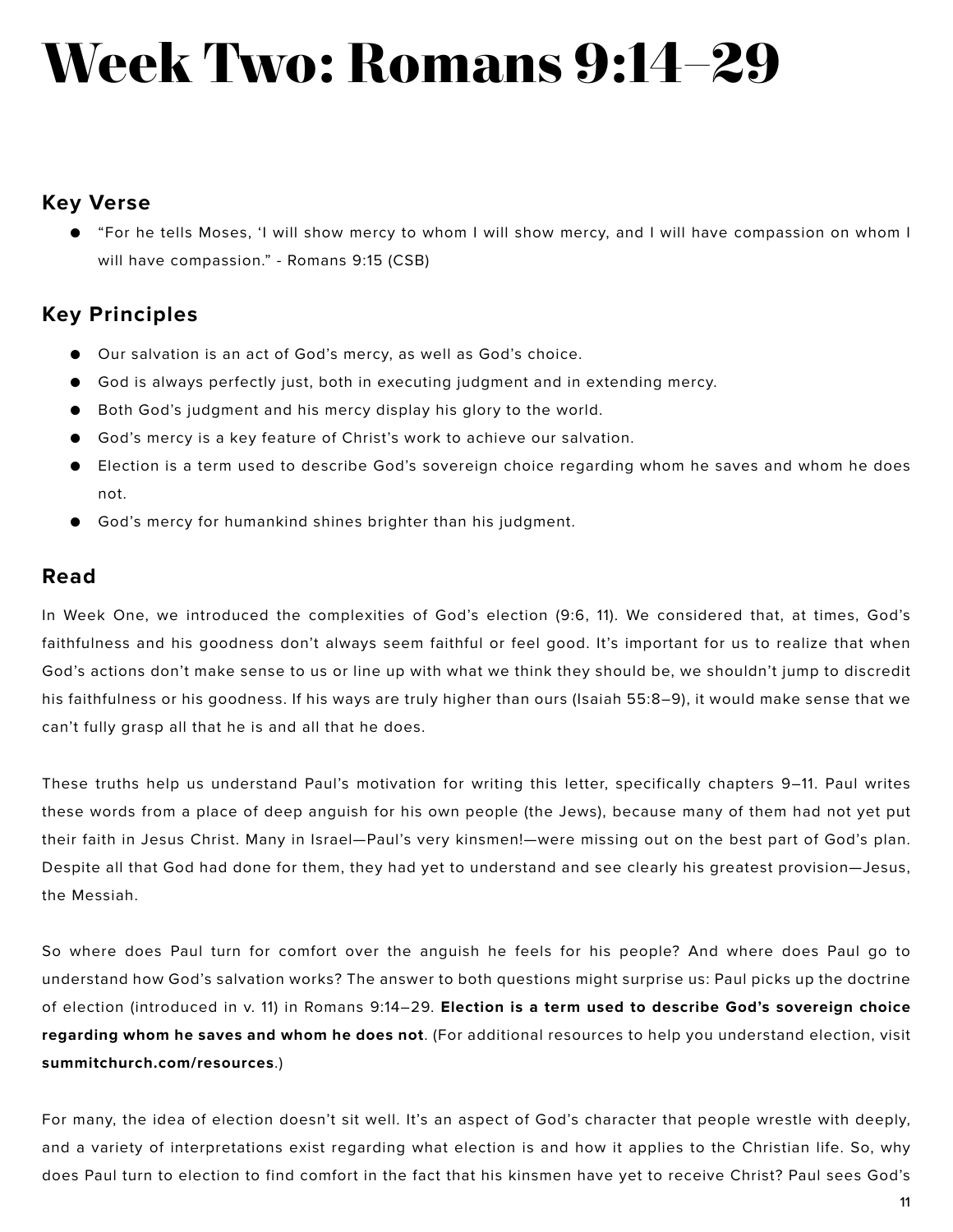# Week Two: Romans 9:14–29

## Key Verse

- "For he tells Moses, 'I will show mercy to whom I will show mercy, and I will have compassion on whom I will have compassion." - Romans 9:15 (CSB)

## Key Principles

- Our salvation is an act of God's mercy, as well as God's choice.
- God is always perfectly just, both in executing judgment and in extending mercy.
- Both God's judgment and his mercy display his glory to the world.
- God's mercy is a key feature of Christ's work to achieve our salvation.
- Election is a term used to describe God's sovereign choice regarding whom he saves and whom he does not.
- God's mercy for humankind shines brighter than his judgment.

## Read

In Week One, we introduced the complexities of God's election (9:6, 11). We considered that, at times, God's faithfulness and his goodness don't always seem faithful or feel good. It's important for us to realize that when God's actions don't make sense to us or line up with what we think they should be, we shouldn't jump to discredit his faithfulness or his goodness. If his ways are truly higher than ours (Isaiah 55:8–9), it would make sense that we can't fully grasp all that he is and all that he does.

These truths help us understand Paul's motivation for writing this letter, specifically chapters 9–11. Paul writes these words from a place of deep anguish for his own people (the Jews), because many of them had not yet put their faith in Jesus Christ. Many in Israel—Paul's very kinsmen!—were missing out on the best part of God's plan. Despite all that God had done for them, they had yet to understand and see clearly his greatest provision—Jesus, the Messiah.

So where does Paul turn for comfort over the anguish he feels for his people? And where does Paul go to understand how God's salvation works? The answer to both questions might surprise us: Paul picks up the doctrine of election (introduced in v. 11) in Romans 9:14–29. **Election is a term used to describe God's sovereign choice regarding whom he saves and whom he does not**. (For additional resources to help you understand election, visit **summitchurch.com/resources**.)

For many, the idea of election doesn't sit well. It's an aspect of God's character that people wrestle with deeply, and a variety of interpretations exist regarding what election is and how it applies to the Christian life. So, why does Paul turn to election to find comfort in the fact that his kinsmen have yet to receive Christ? Paul sees God's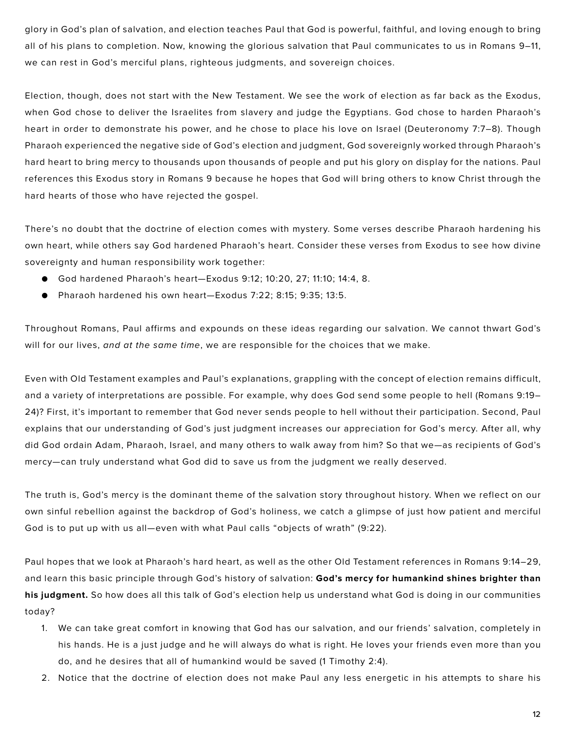glory in God's plan of salvation, and election teaches Paul that God is powerful, faithful, and loving enough to bring all of his plans to completion. Now, knowing the glorious salvation that Paul communicates to us in Romans 9–11, we can rest in God's merciful plans, righteous judgments, and sovereign choices.

Election, though, does not start with the New Testament. We see the work of election as far back as the Exodus, when God chose to deliver the Israelites from slavery and judge the Egyptians. God chose to harden Pharaoh's heart in order to demonstrate his power, and he chose to place his love on Israel (Deuteronomy 7:7–8). Though Pharaoh experienced the negative side of God's election and judgment, God sovereignly worked through Pharaoh's hard heart to bring mercy to thousands upon thousands of people and put his glory on display for the nations. Paul references this Exodus story in Romans 9 because he hopes that God will bring others to know Christ through the hard hearts of those who have rejected the gospel.

There's no doubt that the doctrine of election comes with mystery. Some verses describe Pharaoh hardening his own heart, while others say God hardened Pharaoh's heart. Consider these verses from Exodus to see how divine sovereignty and human responsibility work together:

- God hardened Pharaoh's heart—Exodus 9:12; 10:20, 27; 11:10; 14:4, 8.
- Pharaoh hardened his own heart—Exodus 7:22; 8:15; 9:35; 13:5.

Throughout Romans, Paul affirms and expounds on these ideas regarding our salvation. We cannot thwart God's will for our lives, *and at the same time*, we are responsible for the choices that we make.

Even with Old Testament examples and Paul's explanations, grappling with the concept of election remains difficult, and a variety of interpretations are possible. For example, why does God send some people to hell (Romans 9:19–24)? First, it's important to remember that God never sends people to hell without their participation. Second, Paul explains that our understanding of God's just judgment increases our appreciation for God's mercy. After all, why did God ordain Adam, Pharaoh, Israel, and many others to walk away from him? So that we—as recipients of God's mercy—can truly understand what God did to save us from the judgment we really deserved.

The truth is, God's mercy is the dominant theme of the salvation story throughout history. When we reflect on our own sinful rebellion against the backdrop of God's holiness, we catch a glimpse of just how patient and merciful God is to put up with us all—even with what Paul calls "objects of wrath" (9:22).

Paul hopes that we look at Pharaoh's hard heart, as well as the other Old Testament references in Romans 9:14–29, and learn this basic principle through God's history of salvation: **God's mercy for humankind shines brighter than his judgment.** So how does all this talk of God's election help us understand what God is doing in our communities today?

1. We can take great comfort in knowing that God has our salvation, and our friends' salvation, completely in his hands. He is a just judge and he will always do what is right. He loves your friends even more than you do, and he desires that all of humankind would be saved (1 Timothy 2:4).
2. Notice that the doctrine of election does not make Paul any less energetic in his attempts to share his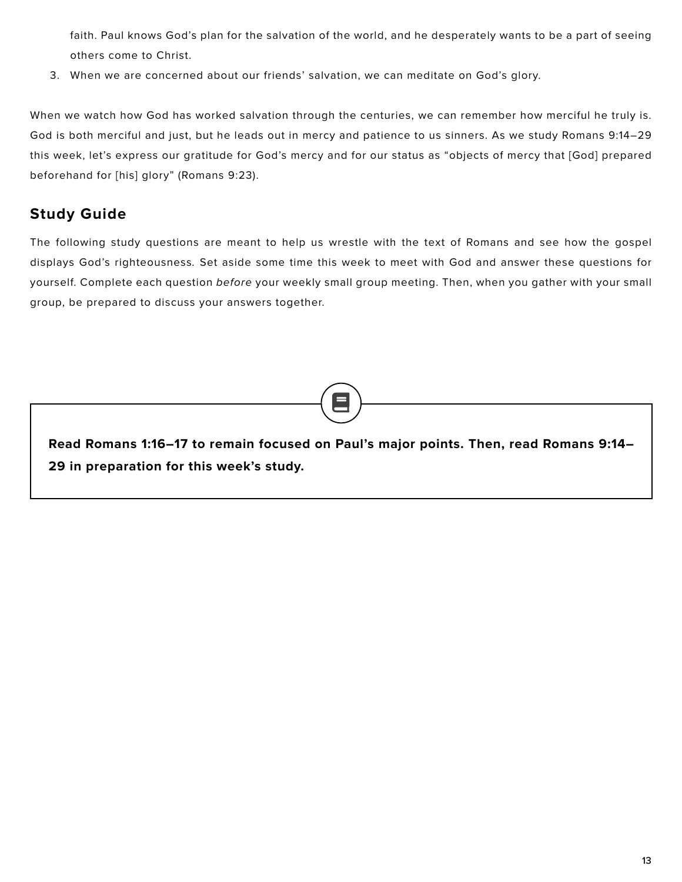faith. Paul knows God's plan for the salvation of the world, and he desperately wants to be a part of seeing others come to Christ.

3. When we are concerned about our friends' salvation, we can meditate on God's glory.

When we watch how God has worked salvation through the centuries, we can remember how merciful he truly is. God is both merciful and just, but he leads out in mercy and patience to us sinners. As we study Romans 9:14–29 this week, let's express our gratitude for God's mercy and for our status as "objects of mercy that [God] prepared beforehand for [his] glory" (Romans 9:23).

## Study Guide

The following study questions are meant to help us wrestle with the text of Romans and see how the gospel displays God's righteousness. Set aside some time this week to meet with God and answer these questions for yourself. Complete each question *before* your weekly small group meeting. Then, when you gather with your small group, be prepared to discuss your answers together.

**Read Romans 1:16–17 to remain focused on Paul's major points. Then, read Romans 9:14–29 in preparation for this week's study.**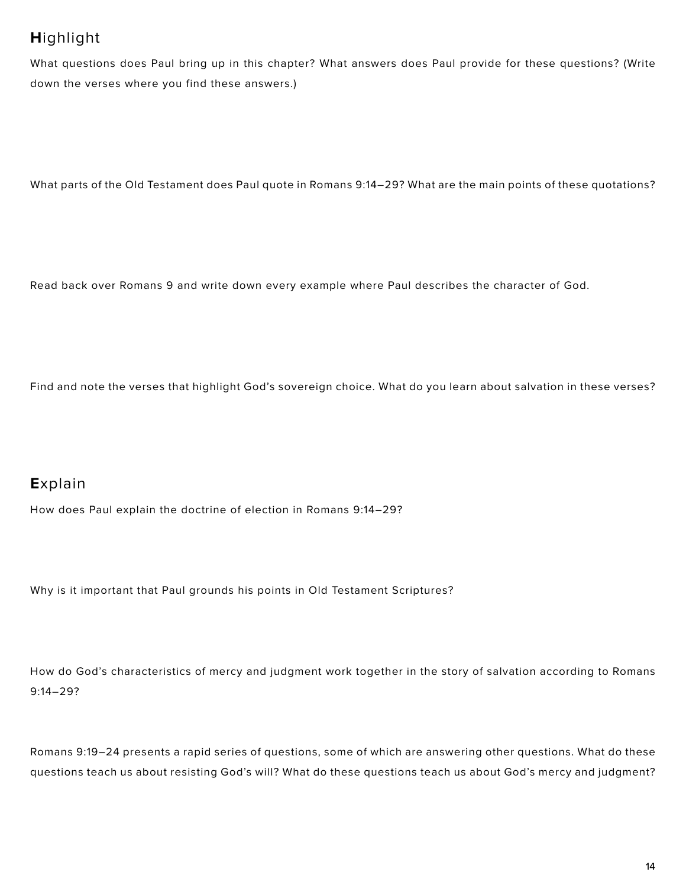## **H**ighlight

What questions does Paul bring up in this chapter? What answers does Paul provide for these questions? (Write down the verses where you find these answers.)

What parts of the Old Testament does Paul quote in Romans 9:14–29? What are the main points of these quotations?

Read back over Romans 9 and write down every example where Paul describes the character of God.

Find and note the verses that highlight God's sovereign choice. What do you learn about salvation in these verses?

## **E**xplain

How does Paul explain the doctrine of election in Romans 9:14–29?

Why is it important that Paul grounds his points in Old Testament Scriptures?

How do God's characteristics of mercy and judgment work together in the story of salvation according to Romans 9:14–29?

Romans 9:19–24 presents a rapid series of questions, some of which are answering other questions. What do these questions teach us about resisting God's will? What do these questions teach us about God's mercy and judgment?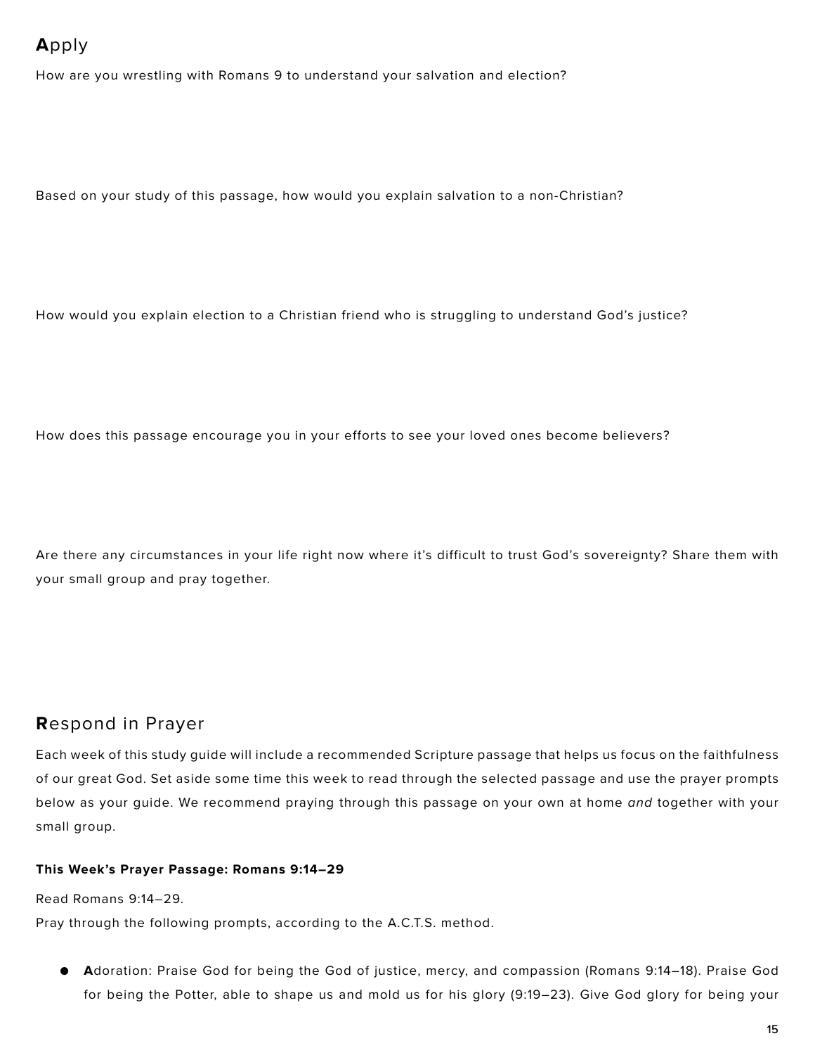## **A**pply

How are you wrestling with Romans 9 to understand your salvation and election?

Based on your study of this passage, how would you explain salvation to a non-Christian?

How would you explain election to a Christian friend who is struggling to understand God's justice?

How does this passage encourage you in your efforts to see your loved ones become believers?

Are there any circumstances in your life right now where it's difficult to trust God's sovereignty? Share them with your small group and pray together.

## **R**espond in Prayer

Each week of this study guide will include a recommended Scripture passage that helps us focus on the faithfulness of our great God. Set aside some time this week to read through the selected passage and use the prayer prompts below as your guide. We recommend praying through this passage on your own at home *and* together with your small group.

**This Week's Prayer Passage: Romans 9:14–29**

Read Romans 9:14–29.
Pray through the following prompts, according to the A.C.T.S. method.

- **A**doration: Praise God for being the God of justice, mercy, and compassion (Romans 9:14–18). Praise God for being the Potter, able to shape us and mold us for his glory (9:19–23). Give God glory for being your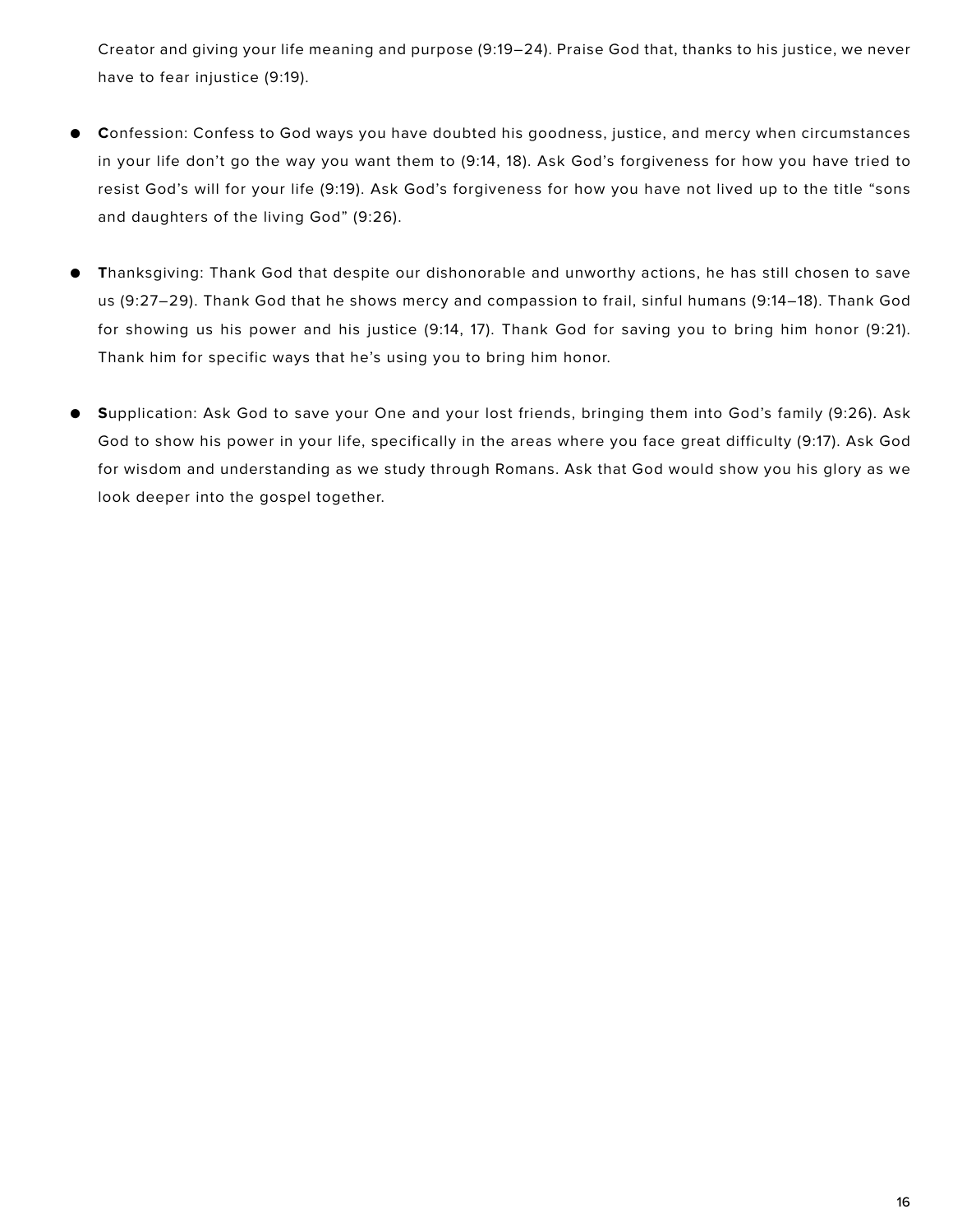Creator and giving your life meaning and purpose (9:19–24). Praise God that, thanks to his justice, we never have to fear injustice (9:19).

- **C**onfession: Confess to God ways you have doubted his goodness, justice, and mercy when circumstances in your life don't go the way you want them to (9:14, 18). Ask God's forgiveness for how you have tried to resist God's will for your life (9:19). Ask God's forgiveness for how you have not lived up to the title "sons and daughters of the living God" (9:26).

- **T**hanksgiving: Thank God that despite our dishonorable and unworthy actions, he has still chosen to save us (9:27–29). Thank God that he shows mercy and compassion to frail, sinful humans (9:14–18). Thank God for showing us his power and his justice (9:14, 17). Thank God for saving you to bring him honor (9:21). Thank him for specific ways that he's using you to bring him honor.

- **S**upplication: Ask God to save your One and your lost friends, bringing them into God's family (9:26). Ask God to show his power in your life, specifically in the areas where you face great difficulty (9:17). Ask God for wisdom and understanding as we study through Romans. Ask that God would show you his glory as we look deeper into the gospel together.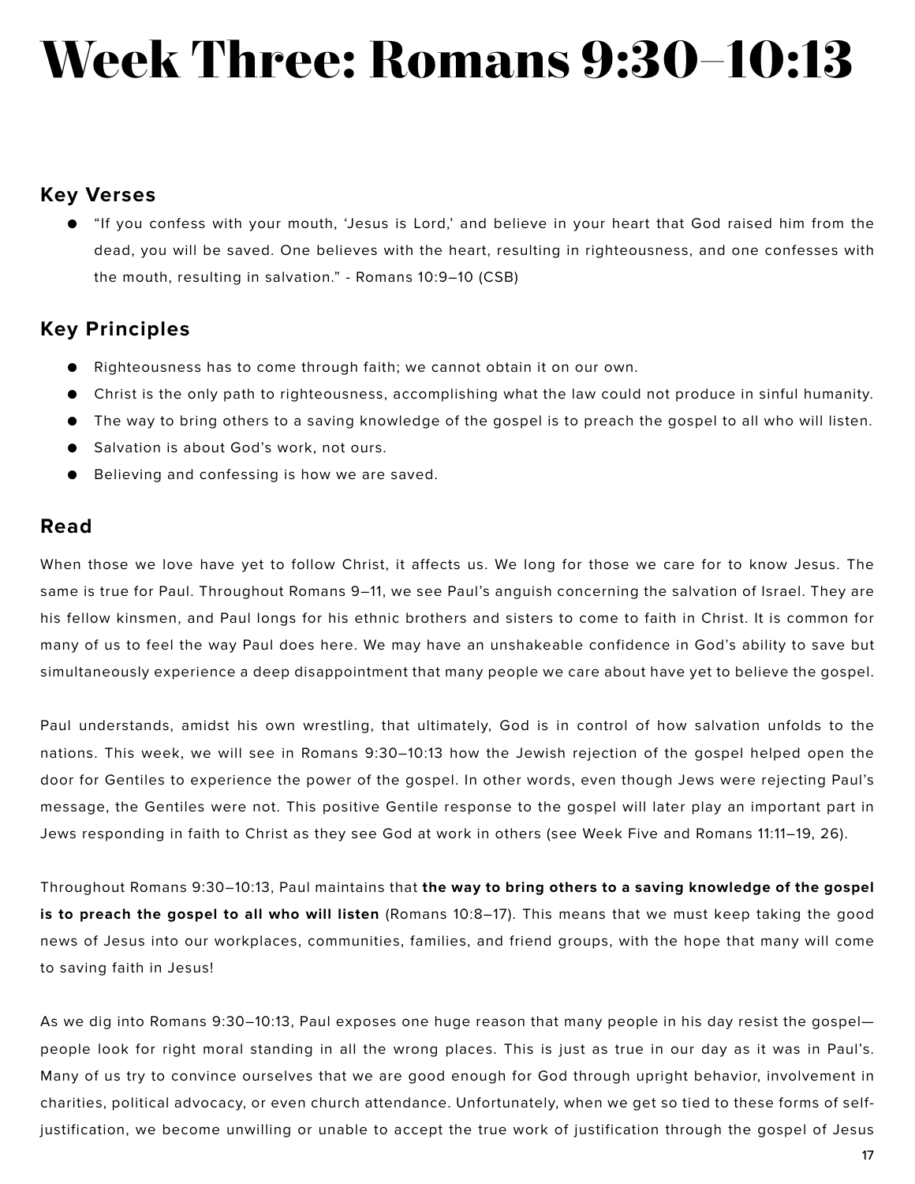# Week Three: Romans 9:30–10:13

## Key Verses

- "If you confess with your mouth, 'Jesus is Lord,' and believe in your heart that God raised him from the dead, you will be saved. One believes with the heart, resulting in righteousness, and one confesses with the mouth, resulting in salvation." - Romans 10:9–10 (CSB)

## Key Principles

- Righteousness has to come through faith; we cannot obtain it on our own.
- Christ is the only path to righteousness, accomplishing what the law could not produce in sinful humanity.
- The way to bring others to a saving knowledge of the gospel is to preach the gospel to all who will listen.
- Salvation is about God's work, not ours.
- Believing and confessing is how we are saved.

## Read

When those we love have yet to follow Christ, it affects us. We long for those we care for to know Jesus. The same is true for Paul. Throughout Romans 9–11, we see Paul's anguish concerning the salvation of Israel. They are his fellow kinsmen, and Paul longs for his ethnic brothers and sisters to come to faith in Christ. It is common for many of us to feel the way Paul does here. We may have an unshakeable confidence in God's ability to save but simultaneously experience a deep disappointment that many people we care about have yet to believe the gospel.

Paul understands, amidst his own wrestling, that ultimately, God is in control of how salvation unfolds to the nations. This week, we will see in Romans 9:30–10:13 how the Jewish rejection of the gospel helped open the door for Gentiles to experience the power of the gospel. In other words, even though Jews were rejecting Paul's message, the Gentiles were not. This positive Gentile response to the gospel will later play an important part in Jews responding in faith to Christ as they see God at work in others (see Week Five and Romans 11:11–19, 26).

Throughout Romans 9:30–10:13, Paul maintains that **the way to bring others to a saving knowledge of the gospel is to preach the gospel to all who will listen** (Romans 10:8–17). This means that we must keep taking the good news of Jesus into our workplaces, communities, families, and friend groups, with the hope that many will come to saving faith in Jesus!

As we dig into Romans 9:30–10:13, Paul exposes one huge reason that many people in his day resist the gospel—people look for right moral standing in all the wrong places. This is just as true in our day as it was in Paul's. Many of us try to convince ourselves that we are good enough for God through upright behavior, involvement in charities, political advocacy, or even church attendance. Unfortunately, when we get so tied to these forms of self-justification, we become unwilling or unable to accept the true work of justification through the gospel of Jesus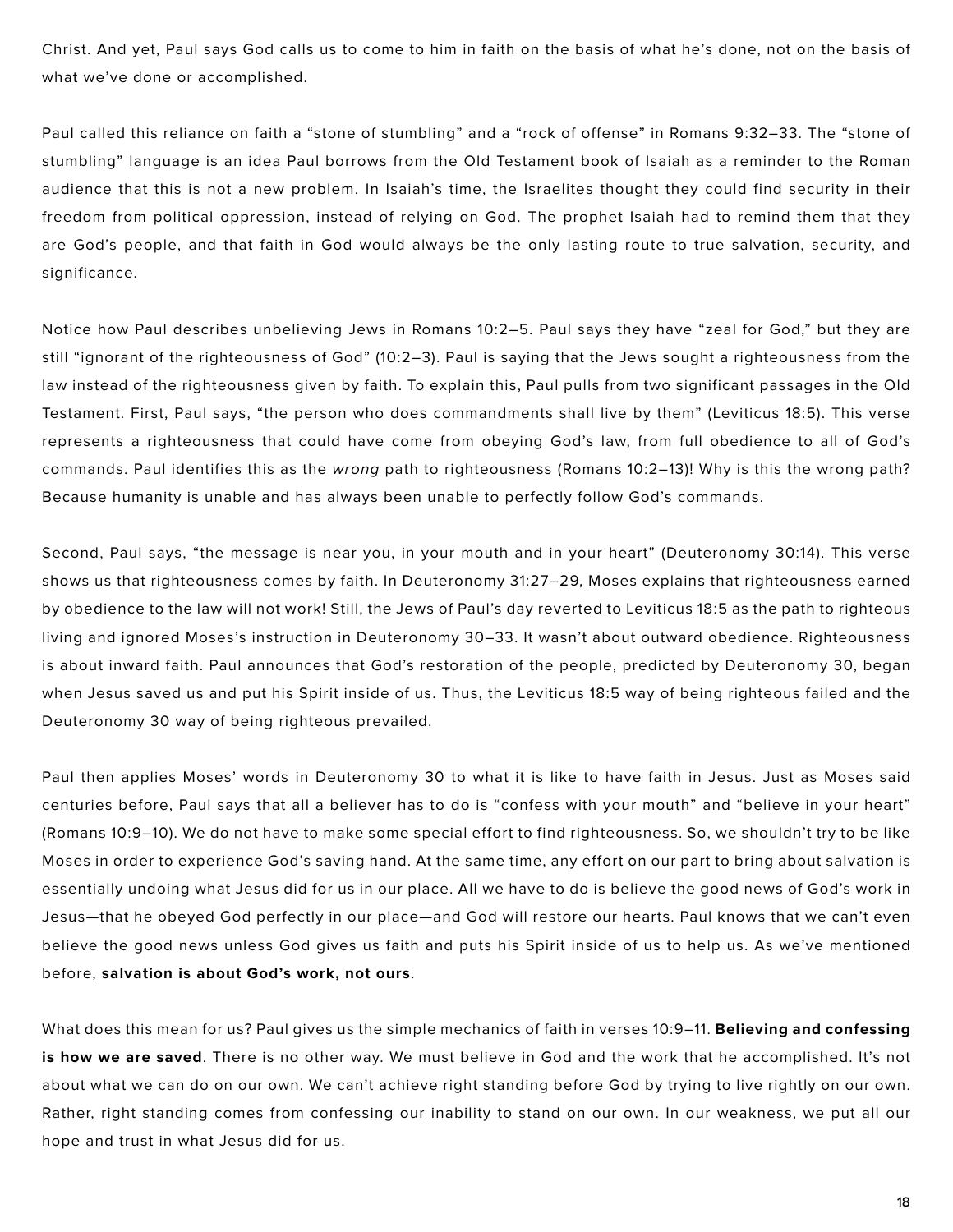Christ. And yet, Paul says God calls us to come to him in faith on the basis of what he's done, not on the basis of what we've done or accomplished.

Paul called this reliance on faith a "stone of stumbling" and a "rock of offense" in Romans 9:32–33. The "stone of stumbling" language is an idea Paul borrows from the Old Testament book of Isaiah as a reminder to the Roman audience that this is not a new problem. In Isaiah's time, the Israelites thought they could find security in their freedom from political oppression, instead of relying on God. The prophet Isaiah had to remind them that they are God's people, and that faith in God would always be the only lasting route to true salvation, security, and significance.

Notice how Paul describes unbelieving Jews in Romans 10:2–5. Paul says they have "zeal for God," but they are still "ignorant of the righteousness of God" (10:2–3). Paul is saying that the Jews sought a righteousness from the law instead of the righteousness given by faith. To explain this, Paul pulls from two significant passages in the Old Testament. First, Paul says, "the person who does commandments shall live by them" (Leviticus 18:5). This verse represents a righteousness that could have come from obeying God's law, from full obedience to all of God's commands. Paul identifies this as the *wrong* path to righteousness (Romans 10:2–13)! Why is this the wrong path? Because humanity is unable and has always been unable to perfectly follow God's commands.

Second, Paul says, "the message is near you, in your mouth and in your heart" (Deuteronomy 30:14). This verse shows us that righteousness comes by faith. In Deuteronomy 31:27–29, Moses explains that righteousness earned by obedience to the law will not work! Still, the Jews of Paul's day reverted to Leviticus 18:5 as the path to righteous living and ignored Moses's instruction in Deuteronomy 30–33. It wasn't about outward obedience. Righteousness is about inward faith. Paul announces that God's restoration of the people, predicted by Deuteronomy 30, began when Jesus saved us and put his Spirit inside of us. Thus, the Leviticus 18:5 way of being righteous failed and the Deuteronomy 30 way of being righteous prevailed.

Paul then applies Moses' words in Deuteronomy 30 to what it is like to have faith in Jesus. Just as Moses said centuries before, Paul says that all a believer has to do is "confess with your mouth" and "believe in your heart" (Romans 10:9–10). We do not have to make some special effort to find righteousness. So, we shouldn't try to be like Moses in order to experience God's saving hand. At the same time, any effort on our part to bring about salvation is essentially undoing what Jesus did for us in our place. All we have to do is believe the good news of God's work in Jesus—that he obeyed God perfectly in our place—and God will restore our hearts. Paul knows that we can't even believe the good news unless God gives us faith and puts his Spirit inside of us to help us. As we've mentioned before, **salvation is about God's work, not ours**.

What does this mean for us? Paul gives us the simple mechanics of faith in verses 10:9–11. **Believing and confessing is how we are saved**. There is no other way. We must believe in God and the work that he accomplished. It's not about what we can do on our own. We can't achieve right standing before God by trying to live rightly on our own. Rather, right standing comes from confessing our inability to stand on our own. In our weakness, we put all our hope and trust in what Jesus did for us.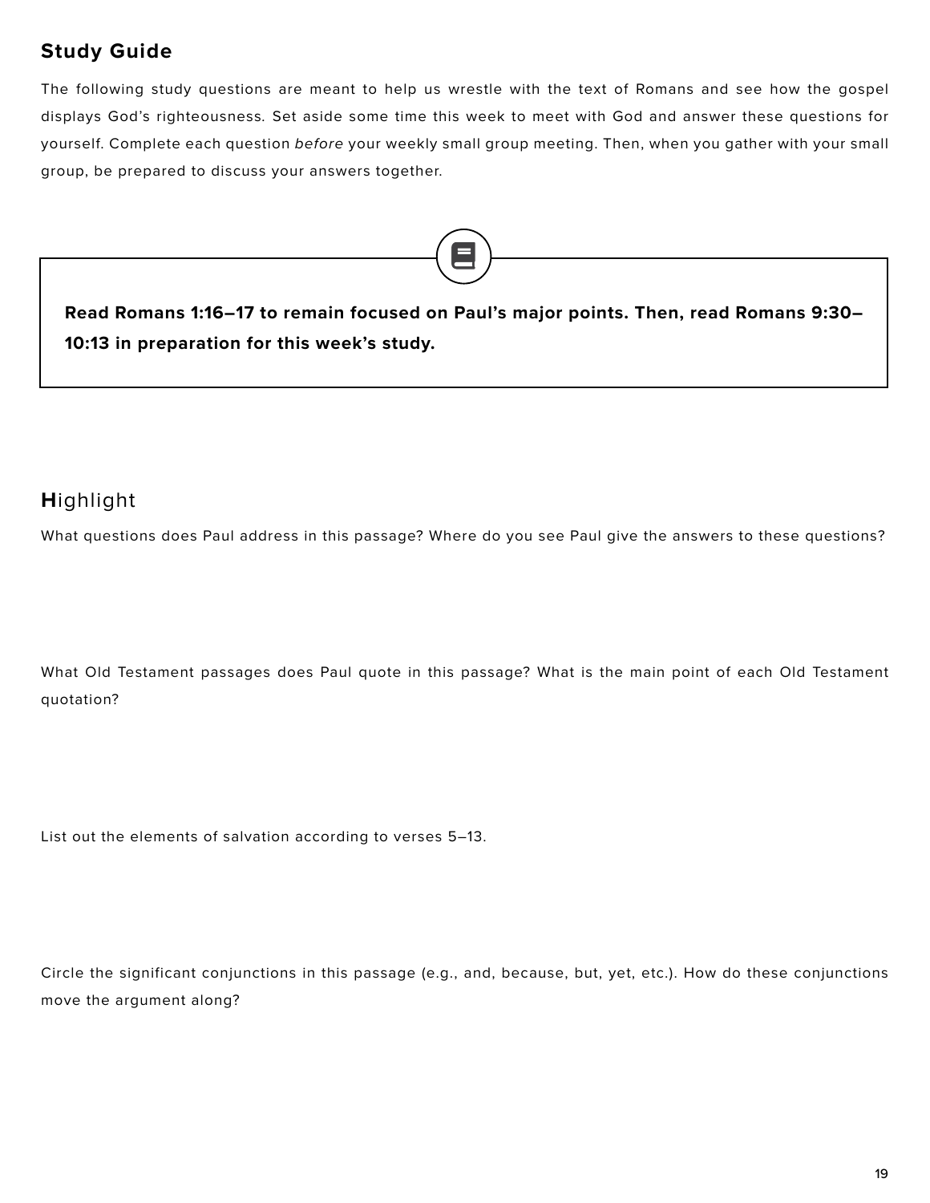## Study Guide

The following study questions are meant to help us wrestle with the text of Romans and see how the gospel displays God's righteousness. Set aside some time this week to meet with God and answer these questions for yourself. Complete each question *before* your weekly small group meeting. Then, when you gather with your small group, be prepared to discuss your answers together.

**Read Romans 1:16–17 to remain focused on Paul's major points. Then, read Romans 9:30–10:13 in preparation for this week's study.**

### **H**ighlight

What questions does Paul address in this passage? Where do you see Paul give the answers to these questions?

What Old Testament passages does Paul quote in this passage? What is the main point of each Old Testament quotation?

List out the elements of salvation according to verses 5–13.

Circle the significant conjunctions in this passage (e.g., and, because, but, yet, etc.). How do these conjunctions move the argument along?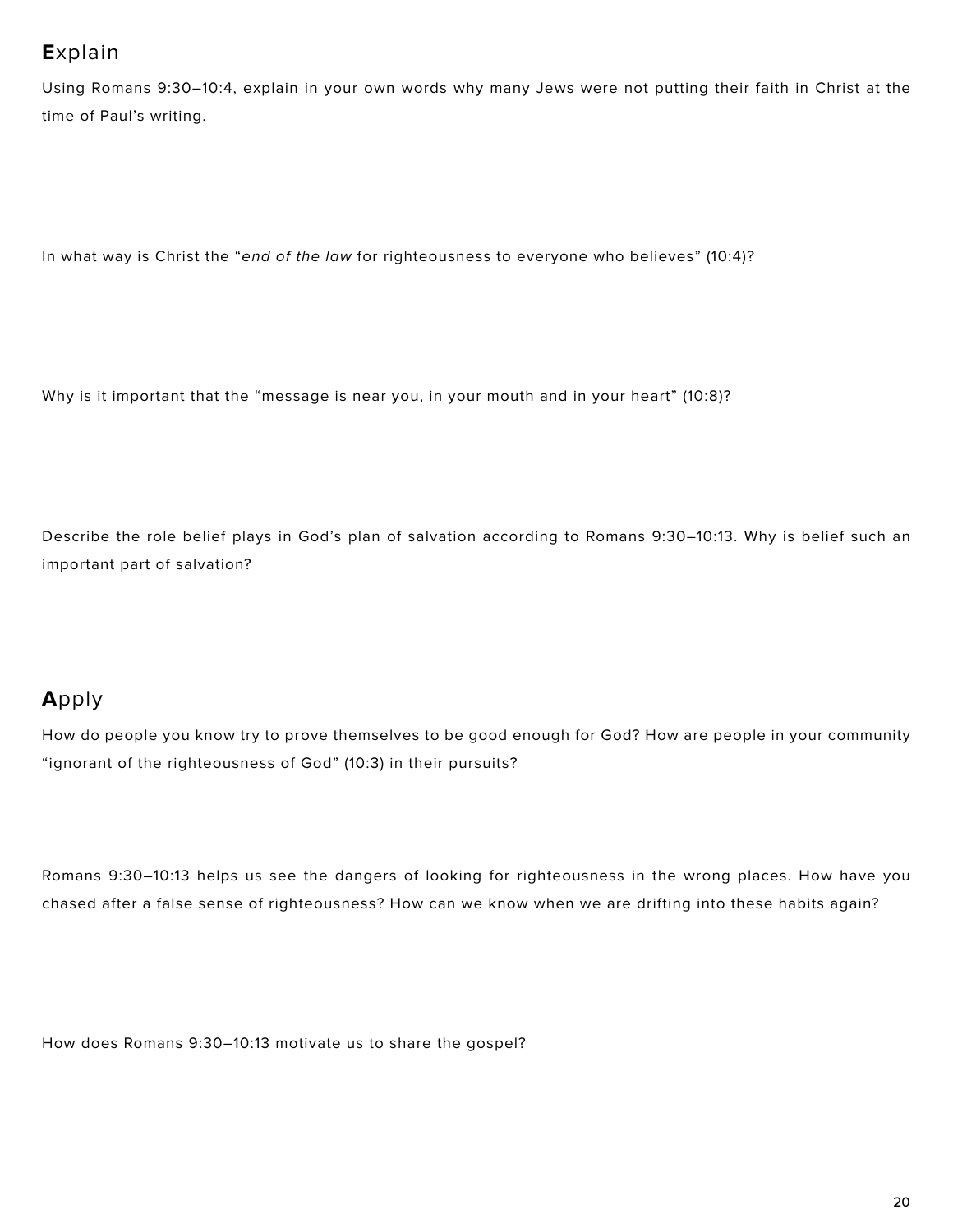## **E**xplain

Using Romans 9:30–10:4, explain in your own words why many Jews were not putting their faith in Christ at the time of Paul's writing.

In what way is Christ the "*end of the law* for righteousness to everyone who believes" (10:4)?

Why is it important that the "message is near you, in your mouth and in your heart" (10:8)?

Describe the role belief plays in God's plan of salvation according to Romans 9:30–10:13. Why is belief such an important part of salvation?

## **A**pply

How do people you know try to prove themselves to be good enough for God? How are people in your community "ignorant of the righteousness of God" (10:3) in their pursuits?

Romans 9:30–10:13 helps us see the dangers of looking for righteousness in the wrong places. How have you chased after a false sense of righteousness? How can we know when we are drifting into these habits again?

How does Romans 9:30–10:13 motivate us to share the gospel?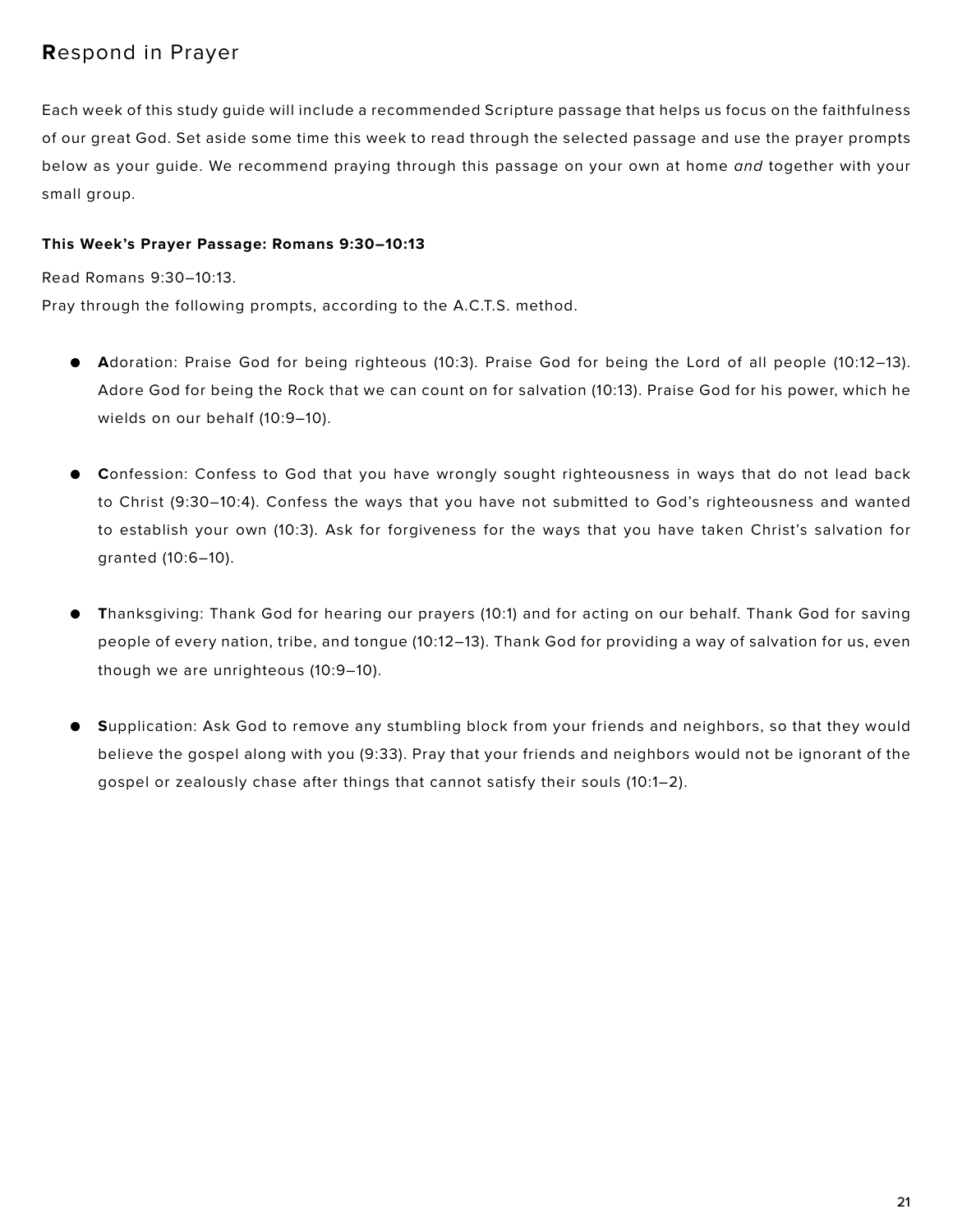## **R**espond in Prayer

Each week of this study guide will include a recommended Scripture passage that helps us focus on the faithfulness of our great God. Set aside some time this week to read through the selected passage and use the prayer prompts below as your guide. We recommend praying through this passage on your own at home *and* together with your small group.

**This Week's Prayer Passage: Romans 9:30–10:13**

Read Romans 9:30–10:13.

Pray through the following prompts, according to the A.C.T.S. method.

- **A**doration: Praise God for being righteous (10:3). Praise God for being the Lord of all people (10:12–13). Adore God for being the Rock that we can count on for salvation (10:13). Praise God for his power, which he wields on our behalf (10:9–10).

- **C**onfession: Confess to God that you have wrongly sought righteousness in ways that do not lead back to Christ (9:30–10:4). Confess the ways that you have not submitted to God's righteousness and wanted to establish your own (10:3). Ask for forgiveness for the ways that you have taken Christ's salvation for granted (10:6–10).

- **T**hanksgiving: Thank God for hearing our prayers (10:1) and for acting on our behalf. Thank God for saving people of every nation, tribe, and tongue (10:12–13). Thank God for providing a way of salvation for us, even though we are unrighteous (10:9–10).

- **S**upplication: Ask God to remove any stumbling block from your friends and neighbors, so that they would believe the gospel along with you (9:33). Pray that your friends and neighbors would not be ignorant of the gospel or zealously chase after things that cannot satisfy their souls (10:1–2).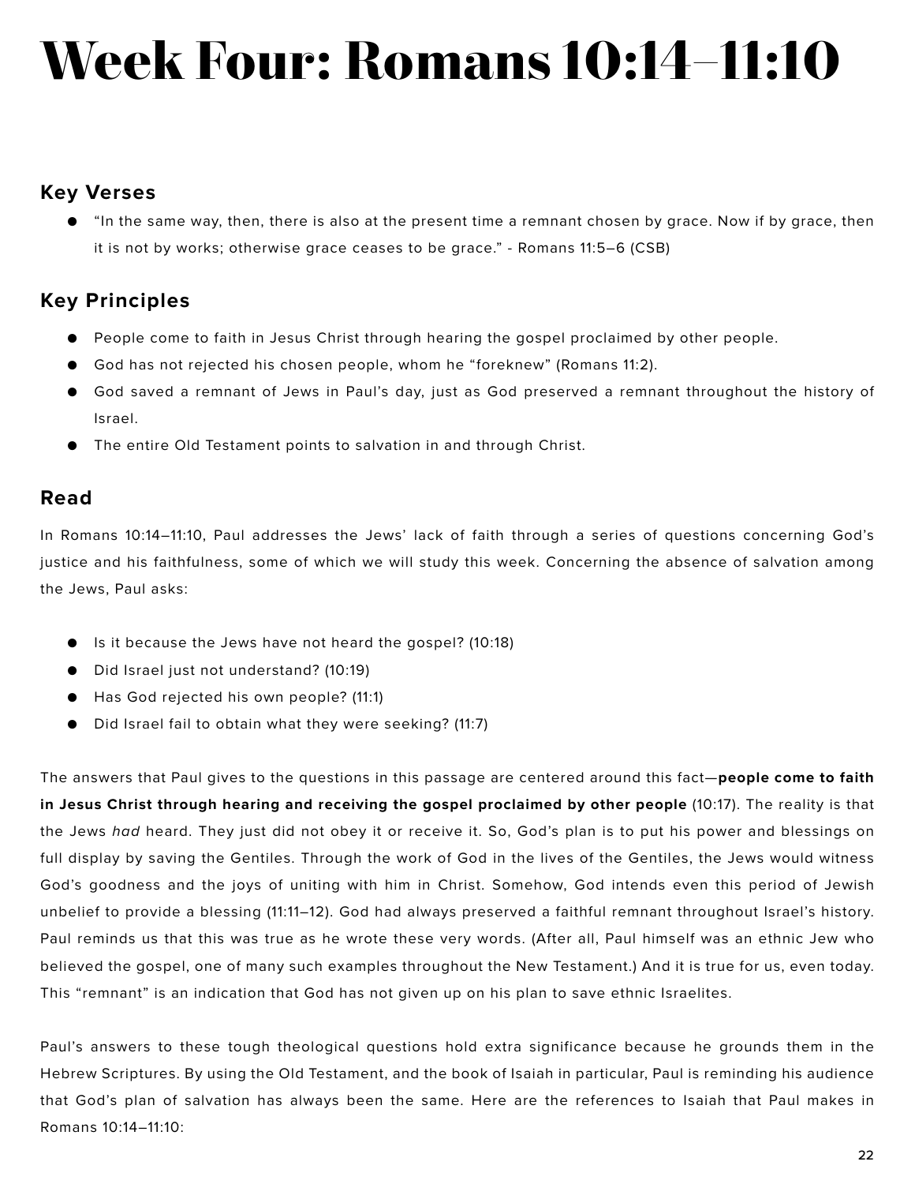# Week Four: Romans 10:14–11:10

## Key Verses

- “In the same way, then, there is also at the present time a remnant chosen by grace. Now if by grace, then it is not by works; otherwise grace ceases to be grace.” - Romans 11:5–6 (CSB)

## Key Principles

- People come to faith in Jesus Christ through hearing the gospel proclaimed by other people.
- God has not rejected his chosen people, whom he “foreknew” (Romans 11:2).
- God saved a remnant of Jews in Paul’s day, just as God preserved a remnant throughout the history of Israel.
- The entire Old Testament points to salvation in and through Christ.

## Read

In Romans 10:14–11:10, Paul addresses the Jews’ lack of faith through a series of questions concerning God’s justice and his faithfulness, some of which we will study this week. Concerning the absence of salvation among the Jews, Paul asks:

- Is it because the Jews have not heard the gospel? (10:18)
- Did Israel just not understand? (10:19)
- Has God rejected his own people? (11:1)
- Did Israel fail to obtain what they were seeking? (11:7)

The answers that Paul gives to the questions in this passage are centered around this fact—**people come to faith in Jesus Christ through hearing and receiving the gospel proclaimed by other people** (10:17). The reality is that the Jews *had* heard. They just did not obey it or receive it. So, God’s plan is to put his power and blessings on full display by saving the Gentiles. Through the work of God in the lives of the Gentiles, the Jews would witness God’s goodness and the joys of uniting with him in Christ. Somehow, God intends even this period of Jewish unbelief to provide a blessing (11:11–12). God had always preserved a faithful remnant throughout Israel’s history. Paul reminds us that this was true as he wrote these very words. (After all, Paul himself was an ethnic Jew who believed the gospel, one of many such examples throughout the New Testament.) And it is true for us, even today. This “remnant” is an indication that God has not given up on his plan to save ethnic Israelites.

Paul’s answers to these tough theological questions hold extra significance because he grounds them in the Hebrew Scriptures. By using the Old Testament, and the book of Isaiah in particular, Paul is reminding his audience that God’s plan of salvation has always been the same. Here are the references to Isaiah that Paul makes in Romans 10:14–11:10: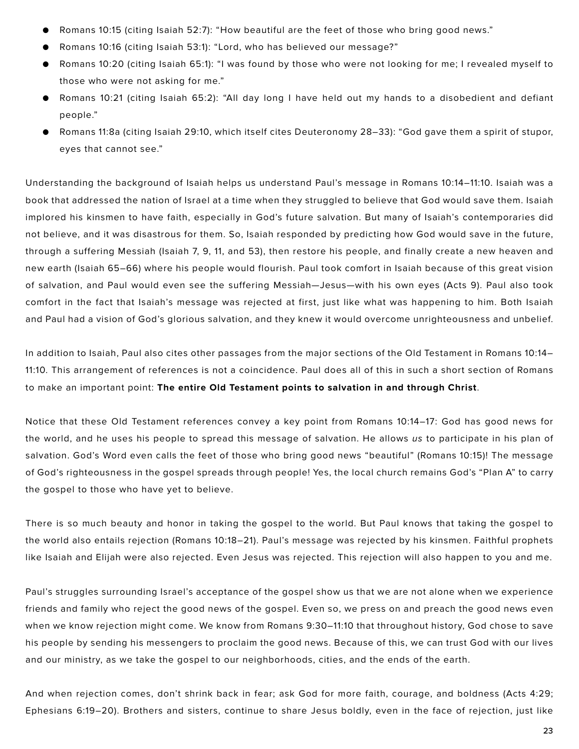- Romans 10:15 (citing Isaiah 52:7): "How beautiful are the feet of those who bring good news."
- Romans 10:16 (citing Isaiah 53:1): "Lord, who has believed our message?"
- Romans 10:20 (citing Isaiah 65:1): "I was found by those who were not looking for me; I revealed myself to those who were not asking for me."
- Romans 10:21 (citing Isaiah 65:2): "All day long I have held out my hands to a disobedient and defiant people."
- Romans 11:8a (citing Isaiah 29:10, which itself cites Deuteronomy 28–33): "God gave them a spirit of stupor, eyes that cannot see."

Understanding the background of Isaiah helps us understand Paul's message in Romans 10:14–11:10. Isaiah was a book that addressed the nation of Israel at a time when they struggled to believe that God would save them. Isaiah implored his kinsmen to have faith, especially in God's future salvation. But many of Isaiah's contemporaries did not believe, and it was disastrous for them. So, Isaiah responded by predicting how God would save in the future, through a suffering Messiah (Isaiah 7, 9, 11, and 53), then restore his people, and finally create a new heaven and new earth (Isaiah 65–66) where his people would flourish. Paul took comfort in Isaiah because of this great vision of salvation, and Paul would even see the suffering Messiah—Jesus—with his own eyes (Acts 9). Paul also took comfort in the fact that Isaiah's message was rejected at first, just like what was happening to him. Both Isaiah and Paul had a vision of God's glorious salvation, and they knew it would overcome unrighteousness and unbelief.

In addition to Isaiah, Paul also cites other passages from the major sections of the Old Testament in Romans 10:14–11:10. This arrangement of references is not a coincidence. Paul does all of this in such a short section of Romans to make an important point: **The entire Old Testament points to salvation in and through Christ**.

Notice that these Old Testament references convey a key point from Romans 10:14–17: God has good news for the world, and he uses his people to spread this message of salvation. He allows *us* to participate in his plan of salvation. God's Word even calls the feet of those who bring good news "beautiful" (Romans 10:15)! The message of God's righteousness in the gospel spreads through people! Yes, the local church remains God's "Plan A" to carry the gospel to those who have yet to believe.

There is so much beauty and honor in taking the gospel to the world. But Paul knows that taking the gospel to the world also entails rejection (Romans 10:18–21). Paul's message was rejected by his kinsmen. Faithful prophets like Isaiah and Elijah were also rejected. Even Jesus was rejected. This rejection will also happen to you and me.

Paul's struggles surrounding Israel's acceptance of the gospel show us that we are not alone when we experience friends and family who reject the good news of the gospel. Even so, we press on and preach the good news even when we know rejection might come. We know from Romans 9:30–11:10 that throughout history, God chose to save his people by sending his messengers to proclaim the good news. Because of this, we can trust God with our lives and our ministry, as we take the gospel to our neighborhoods, cities, and the ends of the earth.

And when rejection comes, don't shrink back in fear; ask God for more faith, courage, and boldness (Acts 4:29; Ephesians 6:19–20). Brothers and sisters, continue to share Jesus boldly, even in the face of rejection, just like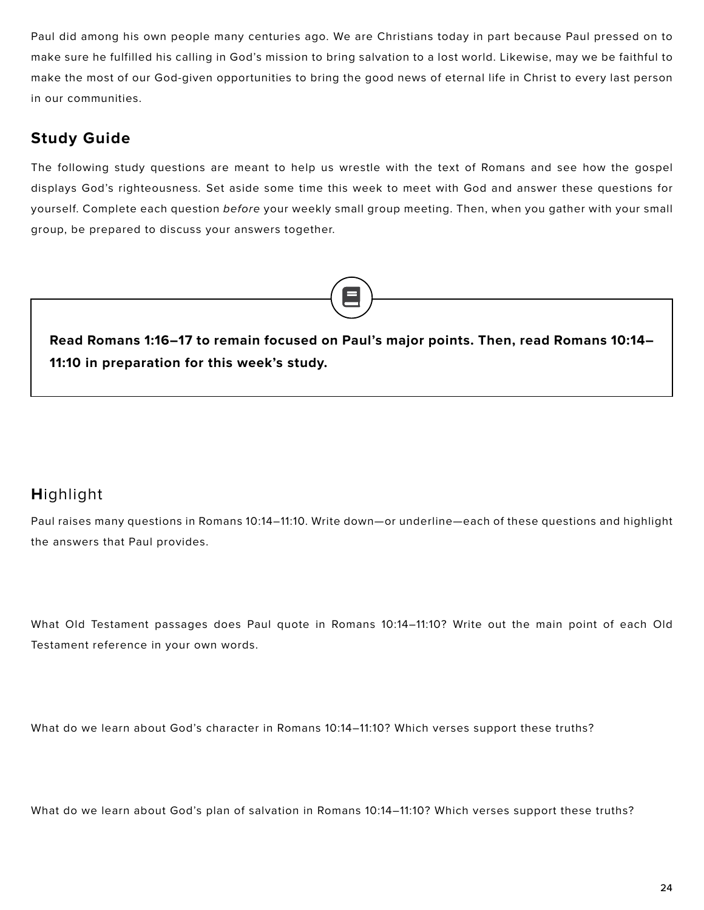Paul did among his own people many centuries ago. We are Christians today in part because Paul pressed on to make sure he fulfilled his calling in God's mission to bring salvation to a lost world. Likewise, may we be faithful to make the most of our God-given opportunities to bring the good news of eternal life in Christ to every last person in our communities.

## Study Guide

The following study questions are meant to help us wrestle with the text of Romans and see how the gospel displays God's righteousness. Set aside some time this week to meet with God and answer these questions for yourself. Complete each question *before* your weekly small group meeting. Then, when you gather with your small group, be prepared to discuss your answers together.

**Read Romans 1:16–17 to remain focused on Paul's major points. Then, read Romans 10:14–11:10 in preparation for this week's study.**

### **H**ighlight

Paul raises many questions in Romans 10:14–11:10. Write down—or underline—each of these questions and highlight the answers that Paul provides.

What Old Testament passages does Paul quote in Romans 10:14–11:10? Write out the main point of each Old Testament reference in your own words.

What do we learn about God's character in Romans 10:14–11:10? Which verses support these truths?

What do we learn about God's plan of salvation in Romans 10:14–11:10? Which verses support these truths?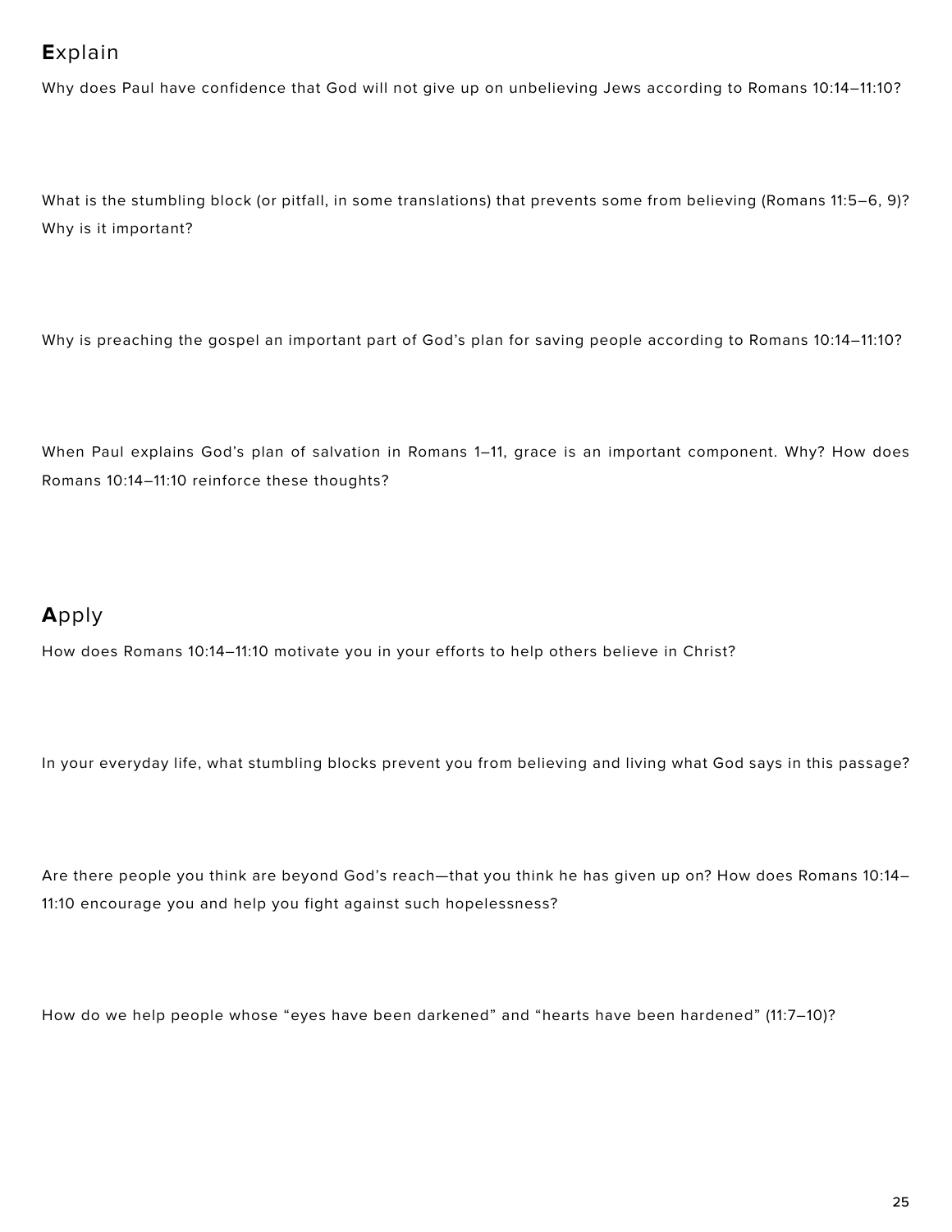## **E**xplain

Why does Paul have confidence that God will not give up on unbelieving Jews according to Romans 10:14–11:10?

What is the stumbling block (or pitfall, in some translations) that prevents some from believing (Romans 11:5–6, 9)? Why is it important?

Why is preaching the gospel an important part of God's plan for saving people according to Romans 10:14–11:10?

When Paul explains God's plan of salvation in Romans 1–11, grace is an important component. Why? How does Romans 10:14–11:10 reinforce these thoughts?

## **A**pply

How does Romans 10:14–11:10 motivate you in your efforts to help others believe in Christ?

In your everyday life, what stumbling blocks prevent you from believing and living what God says in this passage?

Are there people you think are beyond God's reach—that you think he has given up on? How does Romans 10:14–11:10 encourage you and help you fight against such hopelessness?

How do we help people whose "eyes have been darkened" and "hearts have been hardened" (11:7–10)?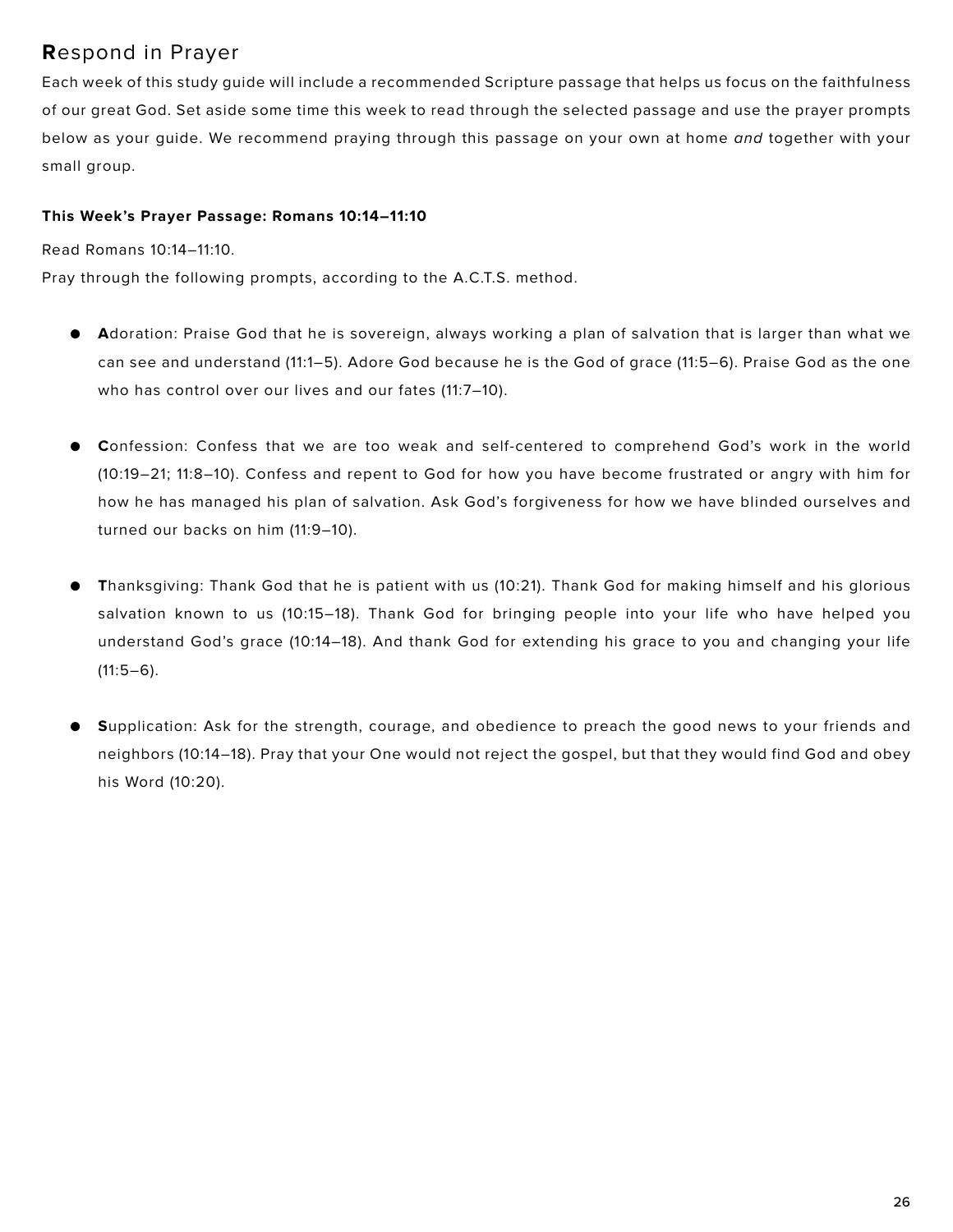## **R**espond in Prayer

Each week of this study guide will include a recommended Scripture passage that helps us focus on the faithfulness of our great God. Set aside some time this week to read through the selected passage and use the prayer prompts below as your guide. We recommend praying through this passage on your own at home *and* together with your small group.

**This Week's Prayer Passage: Romans 10:14–11:10**

Read Romans 10:14–11:10.

Pray through the following prompts, according to the A.C.T.S. method.

- **A**doration: Praise God that he is sovereign, always working a plan of salvation that is larger than what we can see and understand (11:1–5). Adore God because he is the God of grace (11:5–6). Praise God as the one who has control over our lives and our fates (11:7–10).

- **C**onfession: Confess that we are too weak and self-centered to comprehend God's work in the world (10:19–21; 11:8–10). Confess and repent to God for how you have become frustrated or angry with him for how he has managed his plan of salvation. Ask God's forgiveness for how we have blinded ourselves and turned our backs on him (11:9–10).

- **T**hanksgiving: Thank God that he is patient with us (10:21). Thank God for making himself and his glorious salvation known to us (10:15–18). Thank God for bringing people into your life who have helped you understand God's grace (10:14–18). And thank God for extending his grace to you and changing your life (11:5–6).

- **S**upplication: Ask for the strength, courage, and obedience to preach the good news to your friends and neighbors (10:14–18). Pray that your One would not reject the gospel, but that they would find God and obey his Word (10:20).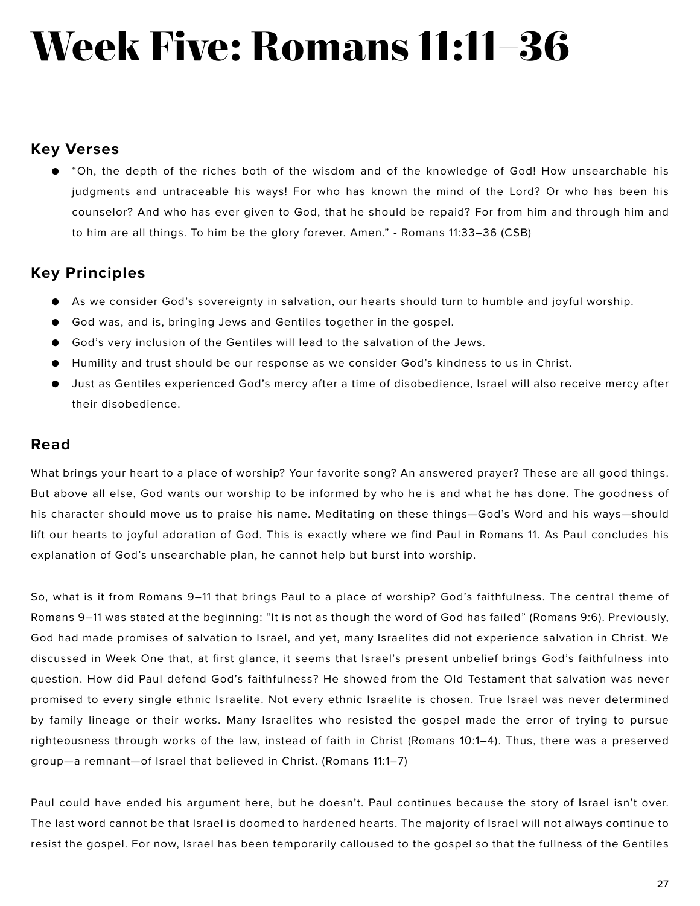# Week Five: Romans 11:11–36

## Key Verses

- "Oh, the depth of the riches both of the wisdom and of the knowledge of God! How unsearchable his judgments and untraceable his ways! For who has known the mind of the Lord? Or who has been his counselor? And who has ever given to God, that he should be repaid? For from him and through him and to him are all things. To him be the glory forever. Amen." - Romans 11:33–36 (CSB)

## Key Principles

- As we consider God's sovereignty in salvation, our hearts should turn to humble and joyful worship.
- God was, and is, bringing Jews and Gentiles together in the gospel.
- God's very inclusion of the Gentiles will lead to the salvation of the Jews.
- Humility and trust should be our response as we consider God's kindness to us in Christ.
- Just as Gentiles experienced God's mercy after a time of disobedience, Israel will also receive mercy after their disobedience.

## Read

What brings your heart to a place of worship? Your favorite song? An answered prayer? These are all good things. But above all else, God wants our worship to be informed by who he is and what he has done. The goodness of his character should move us to praise his name. Meditating on these things—God's Word and his ways—should lift our hearts to joyful adoration of God. This is exactly where we find Paul in Romans 11. As Paul concludes his explanation of God's unsearchable plan, he cannot help but burst into worship.

So, what is it from Romans 9–11 that brings Paul to a place of worship? God's faithfulness. The central theme of Romans 9–11 was stated at the beginning: "It is not as though the word of God has failed" (Romans 9:6). Previously, God had made promises of salvation to Israel, and yet, many Israelites did not experience salvation in Christ. We discussed in Week One that, at first glance, it seems that Israel's present unbelief brings God's faithfulness into question. How did Paul defend God's faithfulness? He showed from the Old Testament that salvation was never promised to every single ethnic Israelite. Not every ethnic Israelite is chosen. True Israel was never determined by family lineage or their works. Many Israelites who resisted the gospel made the error of trying to pursue righteousness through works of the law, instead of faith in Christ (Romans 10:1–4). Thus, there was a preserved group—a remnant—of Israel that believed in Christ. (Romans 11:1–7)

Paul could have ended his argument here, but he doesn't. Paul continues because the story of Israel isn't over. The last word cannot be that Israel is doomed to hardened hearts. The majority of Israel will not always continue to resist the gospel. For now, Israel has been temporarily calloused to the gospel so that the fullness of the Gentiles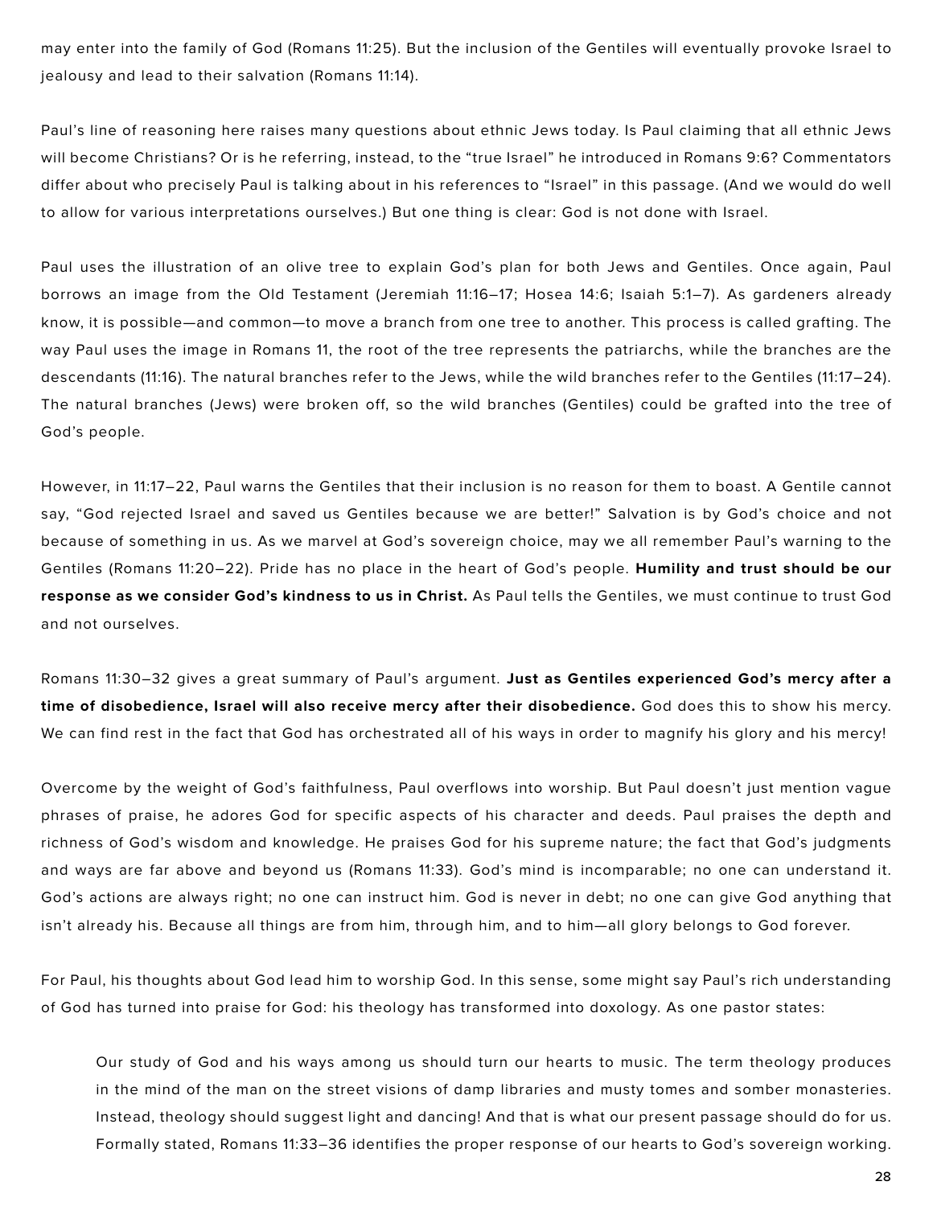may enter into the family of God (Romans 11:25). But the inclusion of the Gentiles will eventually provoke Israel to jealousy and lead to their salvation (Romans 11:14).

Paul's line of reasoning here raises many questions about ethnic Jews today. Is Paul claiming that all ethnic Jews will become Christians? Or is he referring, instead, to the "true Israel" he introduced in Romans 9:6? Commentators differ about who precisely Paul is talking about in his references to "Israel" in this passage. (And we would do well to allow for various interpretations ourselves.) But one thing is clear: God is not done with Israel.

Paul uses the illustration of an olive tree to explain God's plan for both Jews and Gentiles. Once again, Paul borrows an image from the Old Testament (Jeremiah 11:16–17; Hosea 14:6; Isaiah 5:1–7). As gardeners already know, it is possible—and common—to move a branch from one tree to another. This process is called grafting. The way Paul uses the image in Romans 11, the root of the tree represents the patriarchs, while the branches are the descendants (11:16). The natural branches refer to the Jews, while the wild branches refer to the Gentiles (11:17–24). The natural branches (Jews) were broken off, so the wild branches (Gentiles) could be grafted into the tree of God's people.

However, in 11:17–22, Paul warns the Gentiles that their inclusion is no reason for them to boast. A Gentile cannot say, "God rejected Israel and saved us Gentiles because we are better!" Salvation is by God's choice and not because of something in us. As we marvel at God's sovereign choice, may we all remember Paul's warning to the Gentiles (Romans 11:20–22). Pride has no place in the heart of God's people. **Humility and trust should be our response as we consider God's kindness to us in Christ.** As Paul tells the Gentiles, we must continue to trust God and not ourselves.

Romans 11:30–32 gives a great summary of Paul's argument. **Just as Gentiles experienced God's mercy after a time of disobedience, Israel will also receive mercy after their disobedience.** God does this to show his mercy. We can find rest in the fact that God has orchestrated all of his ways in order to magnify his glory and his mercy!

Overcome by the weight of God's faithfulness, Paul overflows into worship. But Paul doesn't just mention vague phrases of praise, he adores God for specific aspects of his character and deeds. Paul praises the depth and richness of God's wisdom and knowledge. He praises God for his supreme nature; the fact that God's judgments and ways are far above and beyond us (Romans 11:33). God's mind is incomparable; no one can understand it. God's actions are always right; no one can instruct him. God is never in debt; no one can give God anything that isn't already his. Because all things are from him, through him, and to him—all glory belongs to God forever.

For Paul, his thoughts about God lead him to worship God. In this sense, some might say Paul's rich understanding of God has turned into praise for God: his theology has transformed into doxology. As one pastor states:

> Our study of God and his ways among us should turn our hearts to music. The term theology produces in the mind of the man on the street visions of damp libraries and musty tomes and somber monasteries. Instead, theology should suggest light and dancing! And that is what our present passage should do for us. Formally stated, Romans 11:33–36 identifies the proper response of our hearts to God's sovereign working.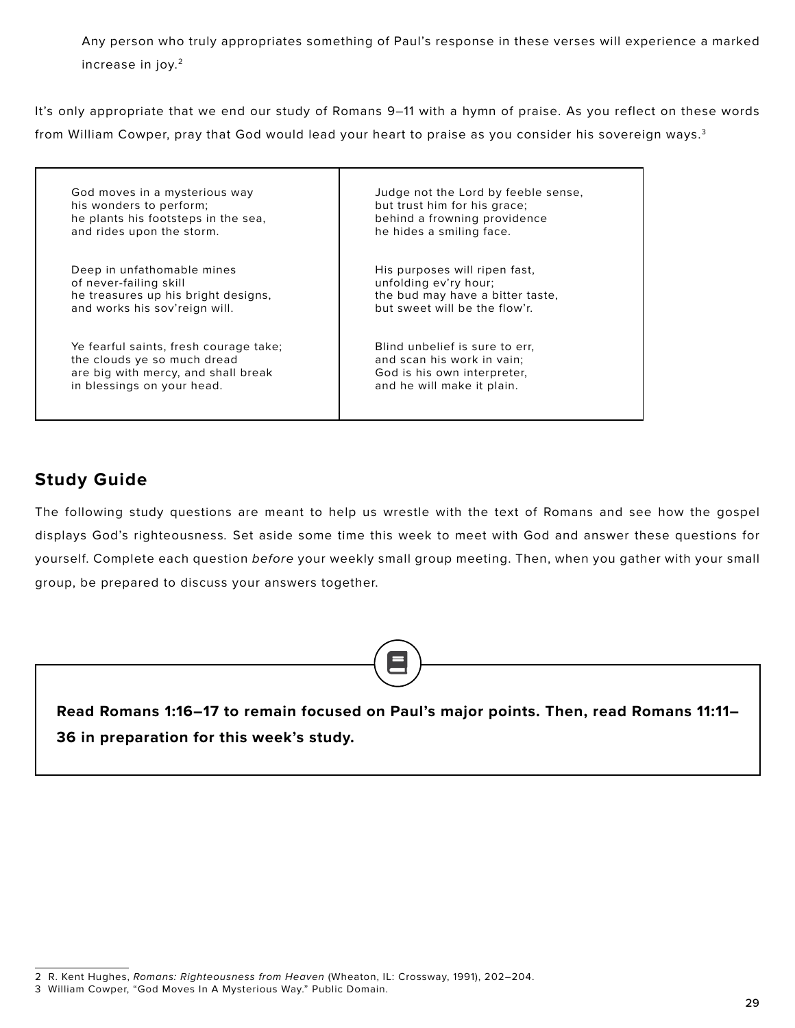> Any person who truly appropriates something of Paul's response in these verses will experience a marked increase in joy.[2]

It's only appropriate that we end our study of Romans 9–11 with a hymn of praise. As you reflect on these words from William Cowper, pray that God would lead your heart to praise as you consider his sovereign ways.[3]

God moves in a mysterious way  
his wonders to perform;  
he plants his footsteps in the sea,  
and rides upon the storm.

Deep in unfathomable mines  
of never-failing skill  
he treasures up his bright designs,  
and works his sov'reign will.

Ye fearful saints, fresh courage take;  
the clouds ye so much dread  
are big with mercy, and shall break  
in blessings on your head.

Judge not the Lord by feeble sense,  
but trust him for his grace;  
behind a frowning providence  
he hides a smiling face.

His purposes will ripen fast,  
unfolding ev'ry hour;  
the bud may have a bitter taste,  
but sweet will be the flow'r.

Blind unbelief is sure to err,  
and scan his work in vain;  
God is his own interpreter,  
and he will make it plain.

## Study Guide

The following study questions are meant to help us wrestle with the text of Romans and see how the gospel displays God's righteousness. Set aside some time this week to meet with God and answer these questions for yourself. Complete each question *before* your weekly small group meeting. Then, when you gather with your small group, be prepared to discuss your answers together.

**Read Romans 1:16–17 to remain focused on Paul's major points. Then, read Romans 11:11–36 in preparation for this week's study.**

---

2 R. Kent Hughes, *Romans: Righteousness from Heaven* (Wheaton, IL: Crossway, 1991), 202–204.

3 William Cowper, "God Moves In A Mysterious Way." Public Domain.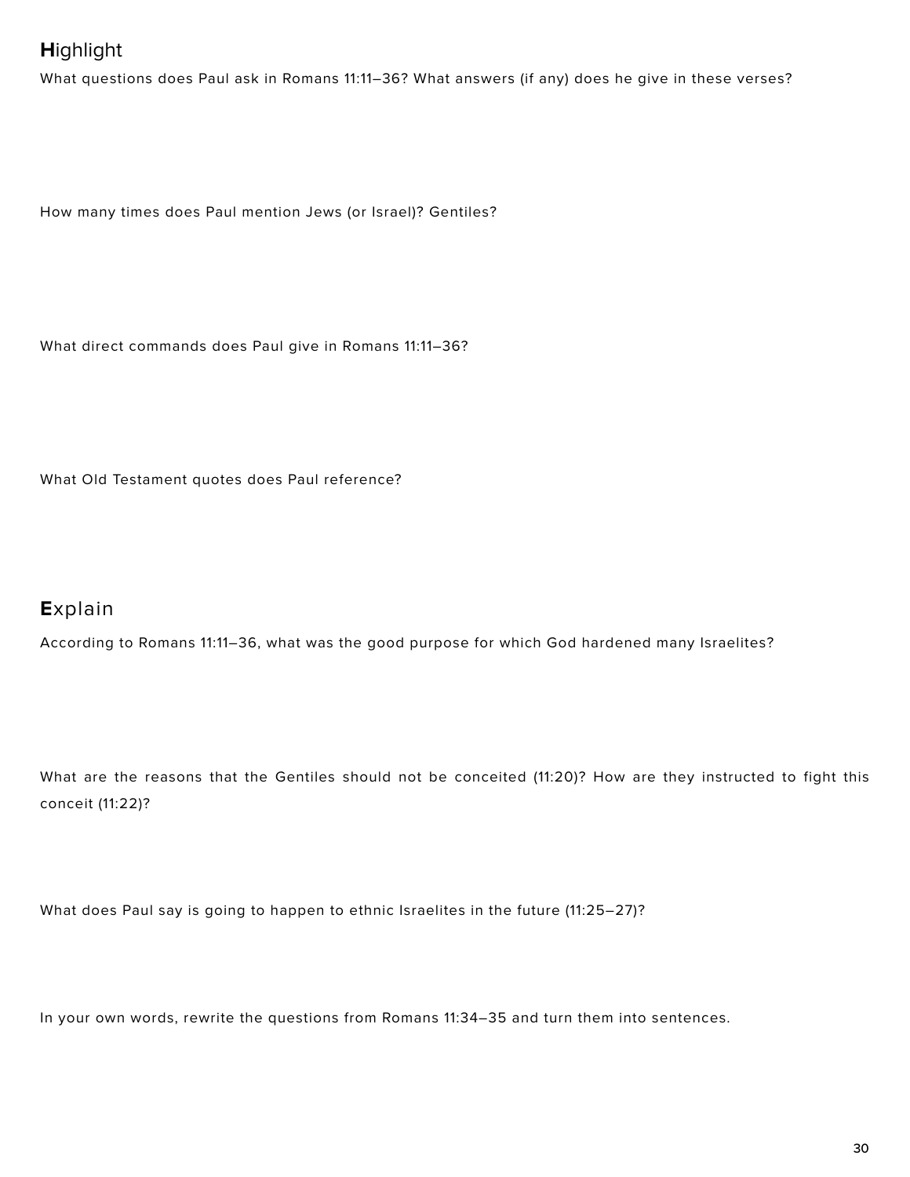## **H**ighlight

What questions does Paul ask in Romans 11:11–36? What answers (if any) does he give in these verses?

How many times does Paul mention Jews (or Israel)? Gentiles?

What direct commands does Paul give in Romans 11:11–36?

What Old Testament quotes does Paul reference?

## **E**xplain

According to Romans 11:11–36, what was the good purpose for which God hardened many Israelites?

What are the reasons that the Gentiles should not be conceited (11:20)? How are they instructed to fight this conceit (11:22)?

What does Paul say is going to happen to ethnic Israelites in the future (11:25–27)?

In your own words, rewrite the questions from Romans 11:34–35 and turn them into sentences.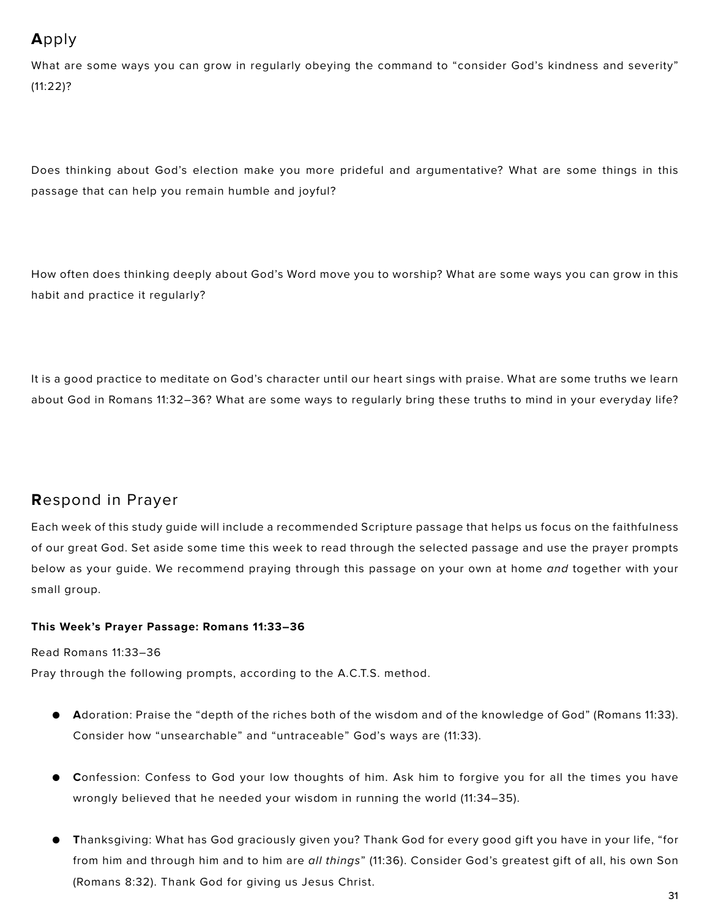## **A**pply

What are some ways you can grow in regularly obeying the command to "consider God's kindness and severity" (11:22)?

Does thinking about God's election make you more prideful and argumentative? What are some things in this passage that can help you remain humble and joyful?

How often does thinking deeply about God's Word move you to worship? What are some ways you can grow in this habit and practice it regularly?

It is a good practice to meditate on God's character until our heart sings with praise. What are some truths we learn about God in Romans 11:32–36? What are some ways to regularly bring these truths to mind in your everyday life?

## **R**espond in Prayer

Each week of this study guide will include a recommended Scripture passage that helps us focus on the faithfulness of our great God. Set aside some time this week to read through the selected passage and use the prayer prompts below as your guide. We recommend praying through this passage on your own at home *and* together with your small group.

**This Week's Prayer Passage: Romans 11:33–36**

Read Romans 11:33–36
Pray through the following prompts, according to the A.C.T.S. method.

- **A**doration: Praise the "depth of the riches both of the wisdom and of the knowledge of God" (Romans 11:33). Consider how "unsearchable" and "untraceable" God's ways are (11:33).
- **C**onfession: Confess to God your low thoughts of him. Ask him to forgive you for all the times you have wrongly believed that he needed your wisdom in running the world (11:34–35).
- **T**hanksgiving: What has God graciously given you? Thank God for every good gift you have in your life, "for from him and through him and to him are *all things*" (11:36). Consider God's greatest gift of all, his own Son (Romans 8:32). Thank God for giving us Jesus Christ.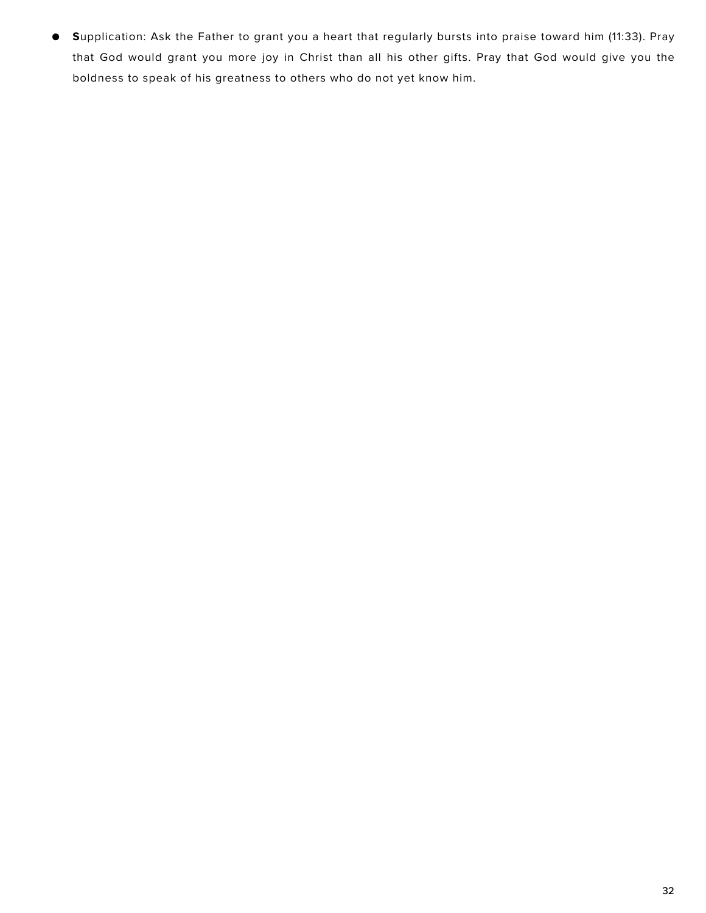- **S**upplication: Ask the Father to grant you a heart that regularly bursts into praise toward him (11:33). Pray that God would grant you more joy in Christ than all his other gifts. Pray that God would give you the boldness to speak of his greatness to others who do not yet know him.